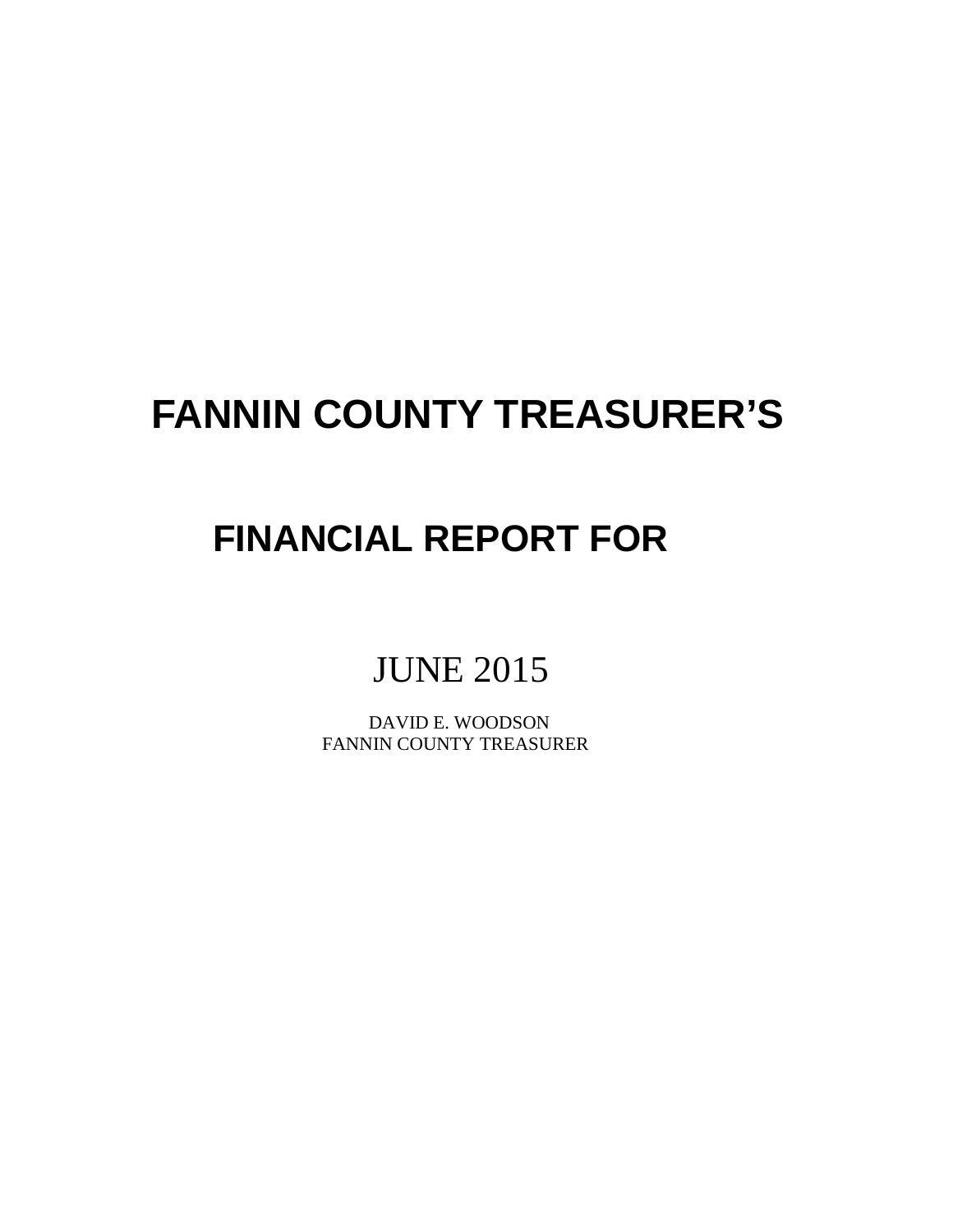# FANNIN COUNTY TREASURER'S

# FINANCIAL REPORT FOR

## JUNE 2015

DAVID E. WOODSON
FANNIN COUNTY TREASURER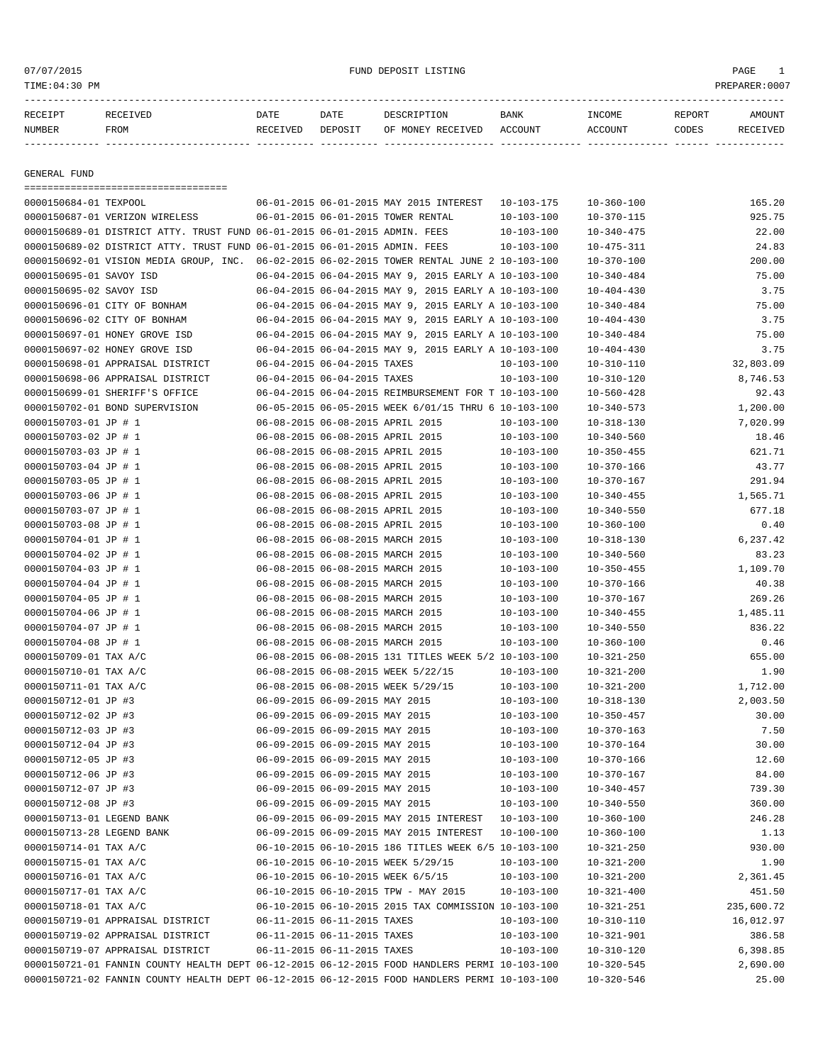07/07/2015 FUND DEPOSIT LISTING PAGE 1

TIME:04:30 PM PREPARER:0007

## GENERAL FUND

| RECEIPT NUMBER | RECEIVED FROM | DATE RECEIVED | DATE DEPOSIT | DESCRIPTION OF MONEY RECEIVED | BANK ACCOUNT | INCOME ACCOUNT | REPORT CODES | AMOUNT RECEIVED |
|---|---|---|---|---|---|---|---|---|
| 0000150684-01 | TEXPOOL | 06-01-2015 | 06-01-2015 | MAY 2015 INTEREST | 10-103-175 | 10-360-100 | | 165.20 |
| 0000150687-01 | VERIZON WIRELESS | 06-01-2015 | 06-01-2015 | TOWER RENTAL | 10-103-100 | 10-370-115 | | 925.75 |
| 0000150689-01 | DISTRICT ATTY. TRUST FUND | 06-01-2015 | 06-01-2015 | ADMIN. FEES | 10-103-100 | 10-340-475 | | 22.00 |
| 0000150689-02 | DISTRICT ATTY. TRUST FUND | 06-01-2015 | 06-01-2015 | ADMIN. FEES | 10-103-100 | 10-475-311 | | 24.83 |
| 0000150692-01 | VISION MEDIA GROUP, INC. | 06-02-2015 | 06-02-2015 | TOWER RENTAL JUNE 2 | 10-103-100 | 10-370-100 | | 200.00 |
| 0000150695-01 | SAVOY ISD | 06-04-2015 | 06-04-2015 | MAY 9, 2015 EARLY A | 10-103-100 | 10-340-484 | | 75.00 |
| 0000150695-02 | SAVOY ISD | 06-04-2015 | 06-04-2015 | MAY 9, 2015 EARLY A | 10-103-100 | 10-404-430 | | 3.75 |
| 0000150696-01 | CITY OF BONHAM | 06-04-2015 | 06-04-2015 | MAY 9, 2015 EARLY A | 10-103-100 | 10-340-484 | | 75.00 |
| 0000150696-02 | CITY OF BONHAM | 06-04-2015 | 06-04-2015 | MAY 9, 2015 EARLY A | 10-103-100 | 10-404-430 | | 3.75 |
| 0000150697-01 | HONEY GROVE ISD | 06-04-2015 | 06-04-2015 | MAY 9, 2015 EARLY A | 10-103-100 | 10-340-484 | | 75.00 |
| 0000150697-02 | HONEY GROVE ISD | 06-04-2015 | 06-04-2015 | MAY 9, 2015 EARLY A | 10-103-100 | 10-404-430 | | 3.75 |
| 0000150698-01 | APPRAISAL DISTRICT | 06-04-2015 | 06-04-2015 | TAXES | 10-103-100 | 10-310-110 | | 32,803.09 |
| 0000150698-06 | APPRAISAL DISTRICT | 06-04-2015 | 06-04-2015 | TAXES | 10-103-100 | 10-310-120 | | 8,746.53 |
| 0000150699-01 | SHERIFF'S OFFICE | 06-04-2015 | 06-04-2015 | REIMBURSEMENT FOR T | 10-103-100 | 10-560-428 | | 92.43 |
| 0000150702-01 | BOND SUPERVISION | 06-05-2015 | 06-05-2015 | WEEK 6/01/15 THRU 6 | 10-103-100 | 10-340-573 | | 1,200.00 |
| 0000150703-01 | JP # 1 | 06-08-2015 | 06-08-2015 | APRIL 2015 | 10-103-100 | 10-318-130 | | 7,020.99 |
| 0000150703-02 | JP # 1 | 06-08-2015 | 06-08-2015 | APRIL 2015 | 10-103-100 | 10-340-560 | | 18.46 |
| 0000150703-03 | JP # 1 | 06-08-2015 | 06-08-2015 | APRIL 2015 | 10-103-100 | 10-350-455 | | 621.71 |
| 0000150703-04 | JP # 1 | 06-08-2015 | 06-08-2015 | APRIL 2015 | 10-103-100 | 10-370-166 | | 43.77 |
| 0000150703-05 | JP # 1 | 06-08-2015 | 06-08-2015 | APRIL 2015 | 10-103-100 | 10-370-167 | | 291.94 |
| 0000150703-06 | JP # 1 | 06-08-2015 | 06-08-2015 | APRIL 2015 | 10-103-100 | 10-340-455 | | 1,565.71 |
| 0000150703-07 | JP # 1 | 06-08-2015 | 06-08-2015 | APRIL 2015 | 10-103-100 | 10-340-550 | | 677.18 |
| 0000150703-08 | JP # 1 | 06-08-2015 | 06-08-2015 | APRIL 2015 | 10-103-100 | 10-360-100 | | 0.40 |
| 0000150704-01 | JP # 1 | 06-08-2015 | 06-08-2015 | MARCH 2015 | 10-103-100 | 10-318-130 | | 6,237.42 |
| 0000150704-02 | JP # 1 | 06-08-2015 | 06-08-2015 | MARCH 2015 | 10-103-100 | 10-340-560 | | 83.23 |
| 0000150704-03 | JP # 1 | 06-08-2015 | 06-08-2015 | MARCH 2015 | 10-103-100 | 10-350-455 | | 1,109.70 |
| 0000150704-04 | JP # 1 | 06-08-2015 | 06-08-2015 | MARCH 2015 | 10-103-100 | 10-370-166 | | 40.38 |
| 0000150704-05 | JP # 1 | 06-08-2015 | 06-08-2015 | MARCH 2015 | 10-103-100 | 10-370-167 | | 269.26 |
| 0000150704-06 | JP # 1 | 06-08-2015 | 06-08-2015 | MARCH 2015 | 10-103-100 | 10-340-455 | | 1,485.11 |
| 0000150704-07 | JP # 1 | 06-08-2015 | 06-08-2015 | MARCH 2015 | 10-103-100 | 10-340-550 | | 836.22 |
| 0000150704-08 | JP # 1 | 06-08-2015 | 06-08-2015 | MARCH 2015 | 10-103-100 | 10-360-100 | | 0.46 |
| 0000150709-01 | TAX A/C | 06-08-2015 | 06-08-2015 | 131 TITLES WEEK 5/2 | 10-103-100 | 10-321-250 | | 655.00 |
| 0000150710-01 | TAX A/C | 06-08-2015 | 06-08-2015 | WEEK 5/22/15 | 10-103-100 | 10-321-200 | | 1.90 |
| 0000150711-01 | TAX A/C | 06-08-2015 | 06-08-2015 | WEEK 5/29/15 | 10-103-100 | 10-321-200 | | 1,712.00 |
| 0000150712-01 | JP #3 | 06-09-2015 | 06-09-2015 | MAY 2015 | 10-103-100 | 10-318-130 | | 2,003.50 |
| 0000150712-02 | JP #3 | 06-09-2015 | 06-09-2015 | MAY 2015 | 10-103-100 | 10-350-457 | | 30.00 |
| 0000150712-03 | JP #3 | 06-09-2015 | 06-09-2015 | MAY 2015 | 10-103-100 | 10-370-163 | | 7.50 |
| 0000150712-04 | JP #3 | 06-09-2015 | 06-09-2015 | MAY 2015 | 10-103-100 | 10-370-164 | | 30.00 |
| 0000150712-05 | JP #3 | 06-09-2015 | 06-09-2015 | MAY 2015 | 10-103-100 | 10-370-166 | | 12.60 |
| 0000150712-06 | JP #3 | 06-09-2015 | 06-09-2015 | MAY 2015 | 10-103-100 | 10-370-167 | | 84.00 |
| 0000150712-07 | JP #3 | 06-09-2015 | 06-09-2015 | MAY 2015 | 10-103-100 | 10-340-457 | | 739.30 |
| 0000150712-08 | JP #3 | 06-09-2015 | 06-09-2015 | MAY 2015 | 10-103-100 | 10-340-550 | | 360.00 |
| 0000150713-01 | LEGEND BANK | 06-09-2015 | 06-09-2015 | MAY 2015 INTEREST | 10-103-100 | 10-360-100 | | 246.28 |
| 0000150713-28 | LEGEND BANK | 06-09-2015 | 06-09-2015 | MAY 2015 INTEREST | 10-100-100 | 10-360-100 | | 1.13 |
| 0000150714-01 | TAX A/C | 06-10-2015 | 06-10-2015 | 186 TITLES WEEK 6/5 | 10-103-100 | 10-321-250 | | 930.00 |
| 0000150715-01 | TAX A/C | 06-10-2015 | 06-10-2015 | WEEK 5/29/15 | 10-103-100 | 10-321-200 | | 1.90 |
| 0000150716-01 | TAX A/C | 06-10-2015 | 06-10-2015 | WEEK 6/5/15 | 10-103-100 | 10-321-200 | | 2,361.45 |
| 0000150717-01 | TAX A/C | 06-10-2015 | 06-10-2015 | TPW - MAY 2015 | 10-103-100 | 10-321-400 | | 451.50 |
| 0000150718-01 | TAX A/C | 06-10-2015 | 06-10-2015 | 2015 TAX COMMISSION | 10-103-100 | 10-321-251 | | 235,600.72 |
| 0000150719-01 | APPRAISAL DISTRICT | 06-11-2015 | 06-11-2015 | TAXES | 10-103-100 | 10-310-110 | | 16,012.97 |
| 0000150719-02 | APPRAISAL DISTRICT | 06-11-2015 | 06-11-2015 | TAXES | 10-103-100 | 10-321-901 | | 386.58 |
| 0000150719-07 | APPRAISAL DISTRICT | 06-11-2015 | 06-11-2015 | TAXES | 10-103-100 | 10-310-120 | | 6,398.85 |
| 0000150721-01 | FANNIN COUNTY HEALTH DEPT | 06-12-2015 | 06-12-2015 | FOOD HANDLERS PERMI | 10-103-100 | 10-320-545 | | 2,690.00 |
| 0000150721-02 | FANNIN COUNTY HEALTH DEPT | 06-12-2015 | 06-12-2015 | FOOD HANDLERS PERMI | 10-103-100 | 10-320-546 | | 25.00 |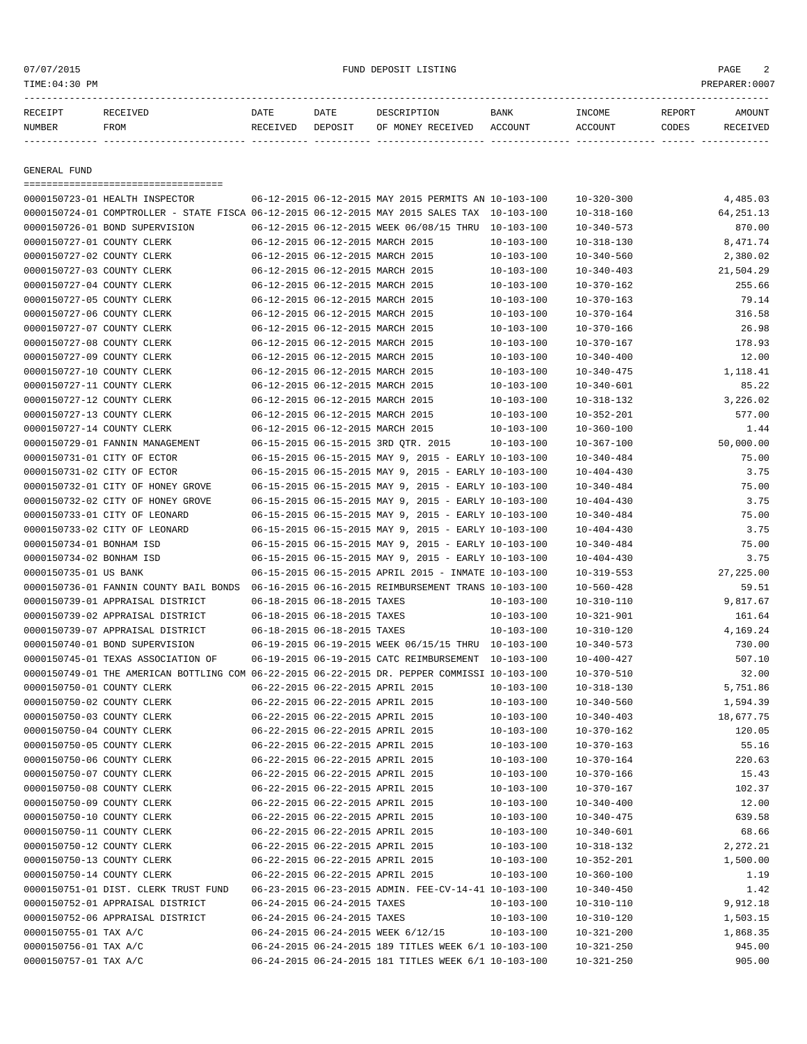## GENERAL FUND

| RECEIPT NUMBER | RECEIVED FROM | DATE RECEIVED | DATE DEPOSIT | DESCRIPTION OF MONEY RECEIVED | BANK ACCOUNT | INCOME ACCOUNT | REPORT CODES | AMOUNT RECEIVED |
|---|---|---|---|---|---|---|---|---|
| 0000150723-01 | HEALTH INSPECTOR | 06-12-2015 | 06-12-2015 | MAY 2015 PERMITS AN | 10-103-100 | 10-320-300 | | 4,485.03 |
| 0000150724-01 | COMPTROLLER - STATE FISCA | 06-12-2015 | 06-12-2015 | MAY 2015 SALES TAX | 10-103-100 | 10-318-160 | | 64,251.13 |
| 0000150726-01 | BOND SUPERVISION | 06-12-2015 | 06-12-2015 | WEEK 06/08/15 THRU | 10-103-100 | 10-340-573 | | 870.00 |
| 0000150727-01 | COUNTY CLERK | 06-12-2015 | 06-12-2015 | MARCH 2015 | 10-103-100 | 10-318-130 | | 8,471.74 |
| 0000150727-02 | COUNTY CLERK | 06-12-2015 | 06-12-2015 | MARCH 2015 | 10-103-100 | 10-340-560 | | 2,380.02 |
| 0000150727-03 | COUNTY CLERK | 06-12-2015 | 06-12-2015 | MARCH 2015 | 10-103-100 | 10-340-403 | | 21,504.29 |
| 0000150727-04 | COUNTY CLERK | 06-12-2015 | 06-12-2015 | MARCH 2015 | 10-103-100 | 10-370-162 | | 255.66 |
| 0000150727-05 | COUNTY CLERK | 06-12-2015 | 06-12-2015 | MARCH 2015 | 10-103-100 | 10-370-163 | | 79.14 |
| 0000150727-06 | COUNTY CLERK | 06-12-2015 | 06-12-2015 | MARCH 2015 | 10-103-100 | 10-370-164 | | 316.58 |
| 0000150727-07 | COUNTY CLERK | 06-12-2015 | 06-12-2015 | MARCH 2015 | 10-103-100 | 10-370-166 | | 26.98 |
| 0000150727-08 | COUNTY CLERK | 06-12-2015 | 06-12-2015 | MARCH 2015 | 10-103-100 | 10-370-167 | | 178.93 |
| 0000150727-09 | COUNTY CLERK | 06-12-2015 | 06-12-2015 | MARCH 2015 | 10-103-100 | 10-340-400 | | 12.00 |
| 0000150727-10 | COUNTY CLERK | 06-12-2015 | 06-12-2015 | MARCH 2015 | 10-103-100 | 10-340-475 | | 1,118.41 |
| 0000150727-11 | COUNTY CLERK | 06-12-2015 | 06-12-2015 | MARCH 2015 | 10-103-100 | 10-340-601 | | 85.22 |
| 0000150727-12 | COUNTY CLERK | 06-12-2015 | 06-12-2015 | MARCH 2015 | 10-103-100 | 10-318-132 | | 3,226.02 |
| 0000150727-13 | COUNTY CLERK | 06-12-2015 | 06-12-2015 | MARCH 2015 | 10-103-100 | 10-352-201 | | 577.00 |
| 0000150727-14 | COUNTY CLERK | 06-12-2015 | 06-12-2015 | MARCH 2015 | 10-103-100 | 10-360-100 | | 1.44 |
| 0000150729-01 | FANNIN MANAGEMENT | 06-15-2015 | 06-15-2015 | 3RD QTR. 2015 | 10-103-100 | 10-367-100 | | 50,000.00 |
| 0000150731-01 | CITY OF ECTOR | 06-15-2015 | 06-15-2015 | MAY 9, 2015 - EARLY | 10-103-100 | 10-340-484 | | 75.00 |
| 0000150731-02 | CITY OF ECTOR | 06-15-2015 | 06-15-2015 | MAY 9, 2015 - EARLY | 10-103-100 | 10-404-430 | | 3.75 |
| 0000150732-01 | CITY OF HONEY GROVE | 06-15-2015 | 06-15-2015 | MAY 9, 2015 - EARLY | 10-103-100 | 10-340-484 | | 75.00 |
| 0000150732-02 | CITY OF HONEY GROVE | 06-15-2015 | 06-15-2015 | MAY 9, 2015 - EARLY | 10-103-100 | 10-404-430 | | 3.75 |
| 0000150733-01 | CITY OF LEONARD | 06-15-2015 | 06-15-2015 | MAY 9, 2015 - EARLY | 10-103-100 | 10-340-484 | | 75.00 |
| 0000150733-02 | CITY OF LEONARD | 06-15-2015 | 06-15-2015 | MAY 9, 2015 - EARLY | 10-103-100 | 10-404-430 | | 3.75 |
| 0000150734-01 | BONHAM ISD | 06-15-2015 | 06-15-2015 | MAY 9, 2015 - EARLY | 10-103-100 | 10-340-484 | | 75.00 |
| 0000150734-02 | BONHAM ISD | 06-15-2015 | 06-15-2015 | MAY 9, 2015 - EARLY | 10-103-100 | 10-404-430 | | 3.75 |
| 0000150735-01 | US BANK | 06-15-2015 | 06-15-2015 | APRIL 2015 - INMATE | 10-103-100 | 10-319-553 | | 27,225.00 |
| 0000150736-01 | FANNIN COUNTY BAIL BONDS | 06-16-2015 | 06-16-2015 | REIMBURSEMENT TRANS | 10-103-100 | 10-560-428 | | 59.51 |
| 0000150739-01 | APPRAISAL DISTRICT | 06-18-2015 | 06-18-2015 | TAXES | 10-103-100 | 10-310-110 | | 9,817.67 |
| 0000150739-02 | APPRAISAL DISTRICT | 06-18-2015 | 06-18-2015 | TAXES | 10-103-100 | 10-321-901 | | 161.64 |
| 0000150739-07 | APPRAISAL DISTRICT | 06-18-2015 | 06-18-2015 | TAXES | 10-103-100 | 10-310-120 | | 4,169.24 |
| 0000150740-01 | BOND SUPERVISION | 06-19-2015 | 06-19-2015 | WEEK 06/15/15 THRU | 10-103-100 | 10-340-573 | | 730.00 |
| 0000150745-01 | TEXAS ASSOCIATION OF | 06-19-2015 | 06-19-2015 | CATC REIMBURSEMENT | 10-103-100 | 10-400-427 | | 507.10 |
| 0000150749-01 | THE AMERICAN BOTTLING COM | 06-22-2015 | 06-22-2015 | DR. PEPPER COMMISSI | 10-103-100 | 10-370-510 | | 32.00 |
| 0000150750-01 | COUNTY CLERK | 06-22-2015 | 06-22-2015 | APRIL 2015 | 10-103-100 | 10-318-130 | | 5,751.86 |
| 0000150750-02 | COUNTY CLERK | 06-22-2015 | 06-22-2015 | APRIL 2015 | 10-103-100 | 10-340-560 | | 1,594.39 |
| 0000150750-03 | COUNTY CLERK | 06-22-2015 | 06-22-2015 | APRIL 2015 | 10-103-100 | 10-340-403 | | 18,677.75 |
| 0000150750-04 | COUNTY CLERK | 06-22-2015 | 06-22-2015 | APRIL 2015 | 10-103-100 | 10-370-162 | | 120.05 |
| 0000150750-05 | COUNTY CLERK | 06-22-2015 | 06-22-2015 | APRIL 2015 | 10-103-100 | 10-370-163 | | 55.16 |
| 0000150750-06 | COUNTY CLERK | 06-22-2015 | 06-22-2015 | APRIL 2015 | 10-103-100 | 10-370-164 | | 220.63 |
| 0000150750-07 | COUNTY CLERK | 06-22-2015 | 06-22-2015 | APRIL 2015 | 10-103-100 | 10-370-166 | | 15.43 |
| 0000150750-08 | COUNTY CLERK | 06-22-2015 | 06-22-2015 | APRIL 2015 | 10-103-100 | 10-370-167 | | 102.37 |
| 0000150750-09 | COUNTY CLERK | 06-22-2015 | 06-22-2015 | APRIL 2015 | 10-103-100 | 10-340-400 | | 12.00 |
| 0000150750-10 | COUNTY CLERK | 06-22-2015 | 06-22-2015 | APRIL 2015 | 10-103-100 | 10-340-475 | | 639.58 |
| 0000150750-11 | COUNTY CLERK | 06-22-2015 | 06-22-2015 | APRIL 2015 | 10-103-100 | 10-340-601 | | 68.66 |
| 0000150750-12 | COUNTY CLERK | 06-22-2015 | 06-22-2015 | APRIL 2015 | 10-103-100 | 10-318-132 | | 2,272.21 |
| 0000150750-13 | COUNTY CLERK | 06-22-2015 | 06-22-2015 | APRIL 2015 | 10-103-100 | 10-352-201 | | 1,500.00 |
| 0000150750-14 | COUNTY CLERK | 06-22-2015 | 06-22-2015 | APRIL 2015 | 10-103-100 | 10-360-100 | | 1.19 |
| 0000150751-01 | DIST. CLERK TRUST FUND | 06-23-2015 | 06-23-2015 | ADMIN. FEE-CV-14-41 | 10-103-100 | 10-340-450 | | 1.42 |
| 0000150752-01 | APPRAISAL DISTRICT | 06-24-2015 | 06-24-2015 | TAXES | 10-103-100 | 10-310-110 | | 9,912.18 |
| 0000150752-06 | APPRAISAL DISTRICT | 06-24-2015 | 06-24-2015 | TAXES | 10-103-100 | 10-310-120 | | 1,503.15 |
| 0000150755-01 | TAX A/C | 06-24-2015 | 06-24-2015 | WEEK 6/12/15 | 10-103-100 | 10-321-200 | | 1,868.35 |
| 0000150756-01 | TAX A/C | 06-24-2015 | 06-24-2015 | 189 TITLES WEEK 6/1 | 10-103-100 | 10-321-250 | | 945.00 |
| 0000150757-01 | TAX A/C | 06-24-2015 | 06-24-2015 | 181 TITLES WEEK 6/1 | 10-103-100 | 10-321-250 | | 905.00 |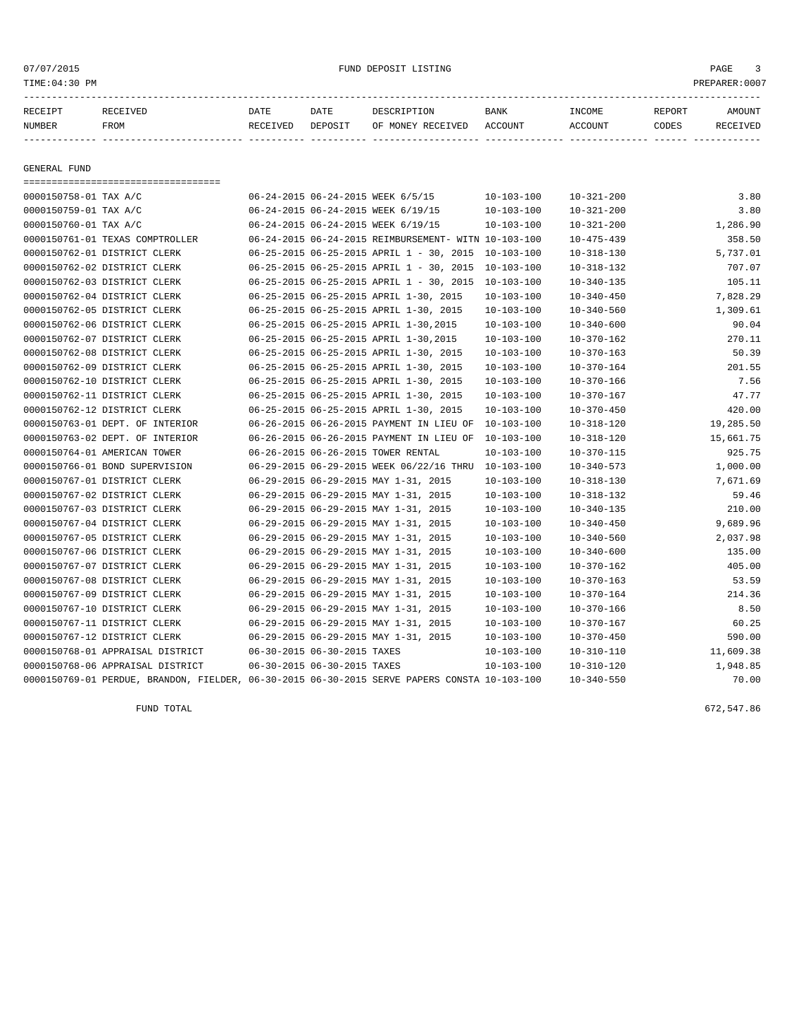07/07/2015 FUND DEPOSIT LISTING PAGE 3

TIME:04:30 PM PREPARER:0007

## GENERAL FUND

| RECEIPT NUMBER | RECEIVED FROM | DATE RECEIVED | DATE DEPOSIT | DESCRIPTION OF MONEY RECEIVED | BANK ACCOUNT | INCOME ACCOUNT | REPORT CODES | AMOUNT RECEIVED |
|---|---|---|---|---|---|---|---|---|
| 0000150758-01 | TAX A/C | 06-24-2015 | 06-24-2015 | WEEK 6/5/15 | 10-103-100 | 10-321-200 | | 3.80 |
| 0000150759-01 | TAX A/C | 06-24-2015 | 06-24-2015 | WEEK 6/19/15 | 10-103-100 | 10-321-200 | | 3.80 |
| 0000150760-01 | TAX A/C | 06-24-2015 | 06-24-2015 | WEEK 6/19/15 | 10-103-100 | 10-321-200 | | 1,286.90 |
| 0000150761-01 | TEXAS COMPTROLLER | 06-24-2015 | 06-24-2015 | REIMBURSEMENT- WITN | 10-103-100 | 10-475-439 | | 358.50 |
| 0000150762-01 | DISTRICT CLERK | 06-25-2015 | 06-25-2015 | APRIL 1 - 30, 2015 | 10-103-100 | 10-318-130 | | 5,737.01 |
| 0000150762-02 | DISTRICT CLERK | 06-25-2015 | 06-25-2015 | APRIL 1 - 30, 2015 | 10-103-100 | 10-318-132 | | 707.07 |
| 0000150762-03 | DISTRICT CLERK | 06-25-2015 | 06-25-2015 | APRIL 1 - 30, 2015 | 10-103-100 | 10-340-135 | | 105.11 |
| 0000150762-04 | DISTRICT CLERK | 06-25-2015 | 06-25-2015 | APRIL 1-30, 2015 | 10-103-100 | 10-340-450 | | 7,828.29 |
| 0000150762-05 | DISTRICT CLERK | 06-25-2015 | 06-25-2015 | APRIL 1-30, 2015 | 10-103-100 | 10-340-560 | | 1,309.61 |
| 0000150762-06 | DISTRICT CLERK | 06-25-2015 | 06-25-2015 | APRIL 1-30,2015 | 10-103-100 | 10-340-600 | | 90.04 |
| 0000150762-07 | DISTRICT CLERK | 06-25-2015 | 06-25-2015 | APRIL 1-30,2015 | 10-103-100 | 10-370-162 | | 270.11 |
| 0000150762-08 | DISTRICT CLERK | 06-25-2015 | 06-25-2015 | APRIL 1-30, 2015 | 10-103-100 | 10-370-163 | | 50.39 |
| 0000150762-09 | DISTRICT CLERK | 06-25-2015 | 06-25-2015 | APRIL 1-30, 2015 | 10-103-100 | 10-370-164 | | 201.55 |
| 0000150762-10 | DISTRICT CLERK | 06-25-2015 | 06-25-2015 | APRIL 1-30, 2015 | 10-103-100 | 10-370-166 | | 7.56 |
| 0000150762-11 | DISTRICT CLERK | 06-25-2015 | 06-25-2015 | APRIL 1-30, 2015 | 10-103-100 | 10-370-167 | | 47.77 |
| 0000150762-12 | DISTRICT CLERK | 06-25-2015 | 06-25-2015 | APRIL 1-30, 2015 | 10-103-100 | 10-370-450 | | 420.00 |
| 0000150763-01 | DEPT. OF INTERIOR | 06-26-2015 | 06-26-2015 | PAYMENT IN LIEU OF | 10-103-100 | 10-318-120 | | 19,285.50 |
| 0000150763-02 | DEPT. OF INTERIOR | 06-26-2015 | 06-26-2015 | PAYMENT IN LIEU OF | 10-103-100 | 10-318-120 | | 15,661.75 |
| 0000150764-01 | AMERICAN TOWER | 06-26-2015 | 06-26-2015 | TOWER RENTAL | 10-103-100 | 10-370-115 | | 925.75 |
| 0000150766-01 | BOND SUPERVISION | 06-29-2015 | 06-29-2015 | WEEK 06/22/16 THRU | 10-103-100 | 10-340-573 | | 1,000.00 |
| 0000150767-01 | DISTRICT CLERK | 06-29-2015 | 06-29-2015 | MAY 1-31, 2015 | 10-103-100 | 10-318-130 | | 7,671.69 |
| 0000150767-02 | DISTRICT CLERK | 06-29-2015 | 06-29-2015 | MAY 1-31, 2015 | 10-103-100 | 10-318-132 | | 59.46 |
| 0000150767-03 | DISTRICT CLERK | 06-29-2015 | 06-29-2015 | MAY 1-31, 2015 | 10-103-100 | 10-340-135 | | 210.00 |
| 0000150767-04 | DISTRICT CLERK | 06-29-2015 | 06-29-2015 | MAY 1-31, 2015 | 10-103-100 | 10-340-450 | | 9,689.96 |
| 0000150767-05 | DISTRICT CLERK | 06-29-2015 | 06-29-2015 | MAY 1-31, 2015 | 10-103-100 | 10-340-560 | | 2,037.98 |
| 0000150767-06 | DISTRICT CLERK | 06-29-2015 | 06-29-2015 | MAY 1-31, 2015 | 10-103-100 | 10-340-600 | | 135.00 |
| 0000150767-07 | DISTRICT CLERK | 06-29-2015 | 06-29-2015 | MAY 1-31, 2015 | 10-103-100 | 10-370-162 | | 405.00 |
| 0000150767-08 | DISTRICT CLERK | 06-29-2015 | 06-29-2015 | MAY 1-31, 2015 | 10-103-100 | 10-370-163 | | 53.59 |
| 0000150767-09 | DISTRICT CLERK | 06-29-2015 | 06-29-2015 | MAY 1-31, 2015 | 10-103-100 | 10-370-164 | | 214.36 |
| 0000150767-10 | DISTRICT CLERK | 06-29-2015 | 06-29-2015 | MAY 1-31, 2015 | 10-103-100 | 10-370-166 | | 8.50 |
| 0000150767-11 | DISTRICT CLERK | 06-29-2015 | 06-29-2015 | MAY 1-31, 2015 | 10-103-100 | 10-370-167 | | 60.25 |
| 0000150767-12 | DISTRICT CLERK | 06-29-2015 | 06-29-2015 | MAY 1-31, 2015 | 10-103-100 | 10-370-450 | | 590.00 |
| 0000150768-01 | APPRAISAL DISTRICT | 06-30-2015 | 06-30-2015 | TAXES | 10-103-100 | 10-310-110 | | 11,609.38 |
| 0000150768-06 | APPRAISAL DISTRICT | 06-30-2015 | 06-30-2015 | TAXES | 10-103-100 | 10-310-120 | | 1,948.85 |
| 0000150769-01 | PERDUE, BRANDON, FIELDER, | 06-30-2015 | 06-30-2015 | SERVE PAPERS CONSTA | 10-103-100 | 10-340-550 | | 70.00 |

FUND TOTAL 672,547.86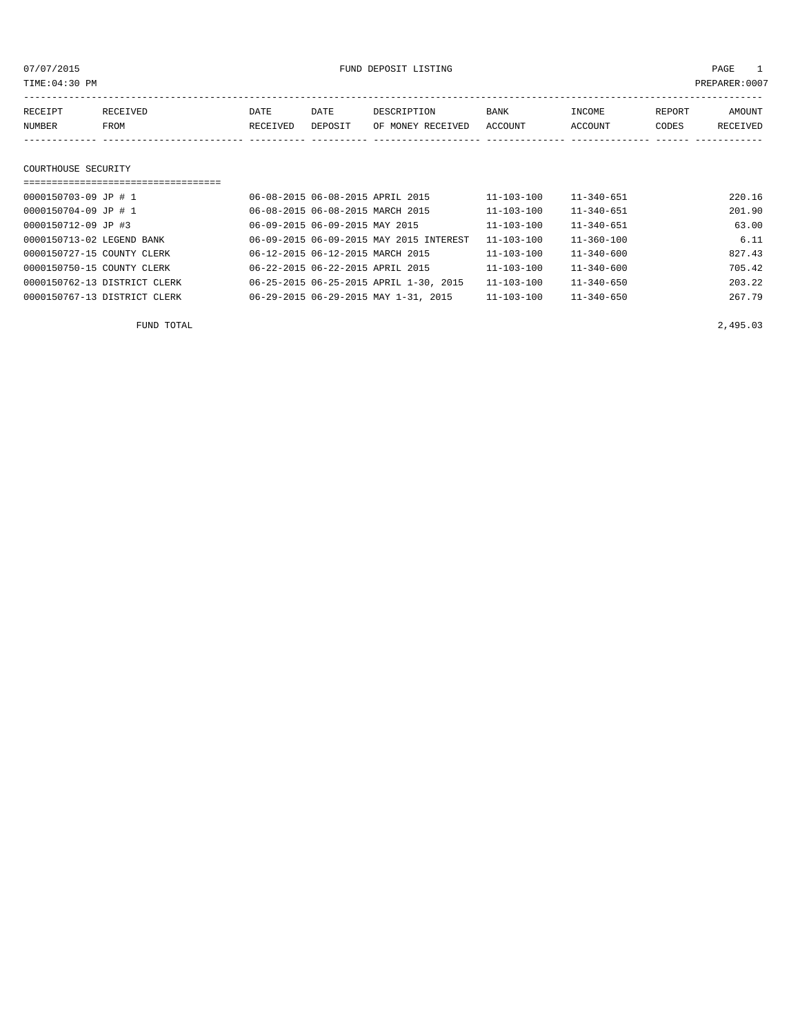07/07/2015 FUND DEPOSIT LISTING

TIME:04:30 PM PREPARER:0007

| RECEIPT NUMBER | RECEIVED FROM | DATE RECEIVED | DATE DEPOSIT | DESCRIPTION OF MONEY RECEIVED | BANK ACCOUNT | INCOME ACCOUNT | REPORT CODES | AMOUNT RECEIVED |
|---|---|---|---|---|---|---|---|---|

## COURTHOUSE SECURITY

| RECEIPT NUMBER | RECEIVED FROM | DATE RECEIVED | DATE DEPOSIT | DESCRIPTION OF MONEY RECEIVED | BANK ACCOUNT | INCOME ACCOUNT | REPORT CODES | AMOUNT RECEIVED |
|---|---|---|---|---|---|---|---|---|
| 0000150703-09 | JP # 1 | 06-08-2015 | 06-08-2015 | APRIL 2015 | 11-103-100 | 11-340-651 | | 220.16 |
| 0000150704-09 | JP # 1 | 06-08-2015 | 06-08-2015 | MARCH 2015 | 11-103-100 | 11-340-651 | | 201.90 |
| 0000150712-09 | JP #3 | 06-09-2015 | 06-09-2015 | MAY 2015 | 11-103-100 | 11-340-651 | | 63.00 |
| 0000150713-02 | LEGEND BANK | 06-09-2015 | 06-09-2015 | MAY 2015 INTEREST | 11-103-100 | 11-360-100 | | 6.11 |
| 0000150727-15 | COUNTY CLERK | 06-12-2015 | 06-12-2015 | MARCH 2015 | 11-103-100 | 11-340-600 | | 827.43 |
| 0000150750-15 | COUNTY CLERK | 06-22-2015 | 06-22-2015 | APRIL 2015 | 11-103-100 | 11-340-600 | | 705.42 |
| 0000150762-13 | DISTRICT CLERK | 06-25-2015 | 06-25-2015 | APRIL 1-30, 2015 | 11-103-100 | 11-340-650 | | 203.22 |
| 0000150767-13 | DISTRICT CLERK | 06-29-2015 | 06-29-2015 | MAY 1-31, 2015 | 11-103-100 | 11-340-650 | | 267.79 |
| | FUND TOTAL | | | | | | | 2,495.03 |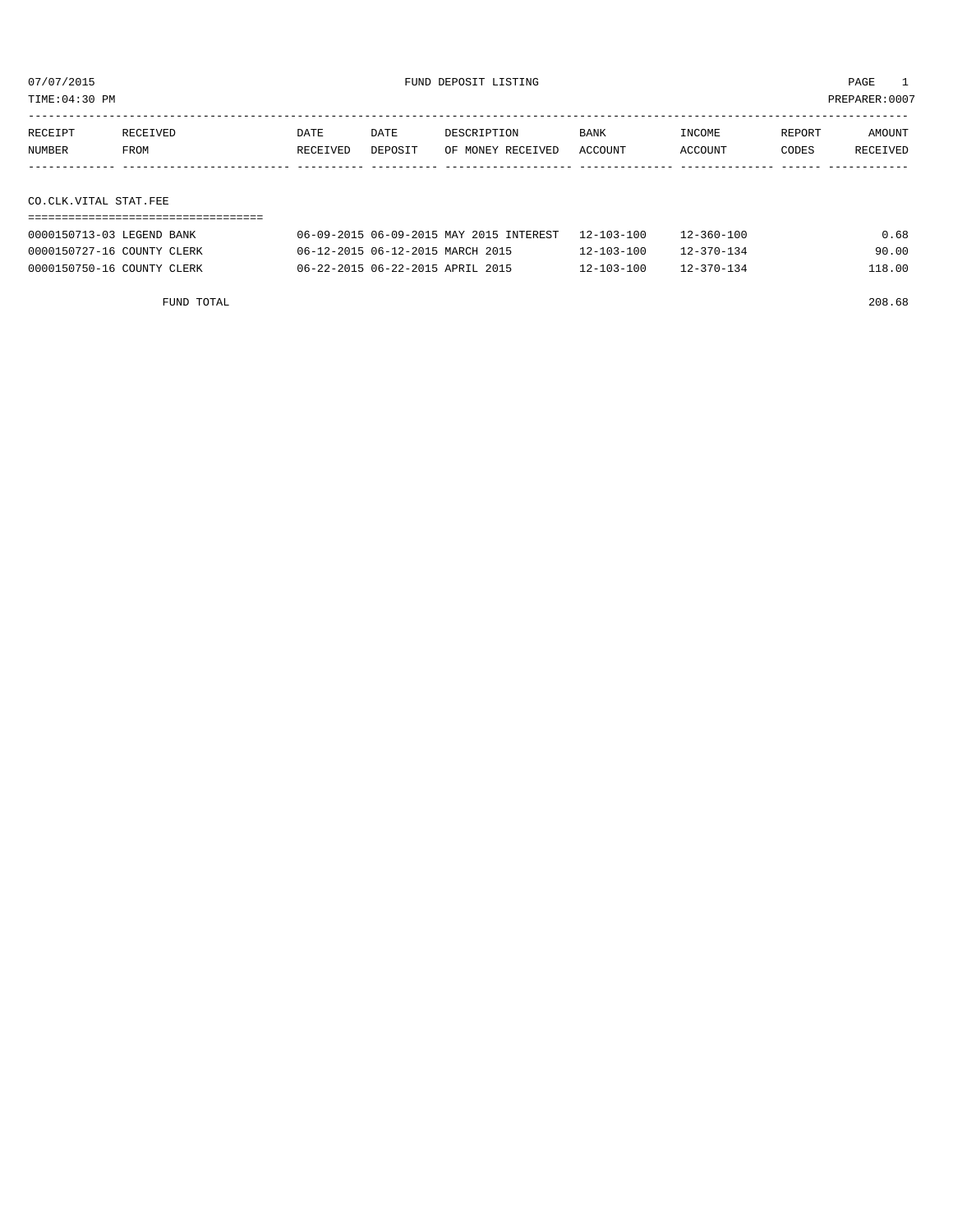07/07/2015 FUND DEPOSIT LISTING

TIME:04:30 PM PREPARER:0007

| RECEIPT NUMBER | RECEIVED FROM | DATE RECEIVED | DATE DEPOSIT | DESCRIPTION OF MONEY RECEIVED | BANK ACCOUNT | INCOME ACCOUNT | REPORT CODES | AMOUNT RECEIVED |
|---|---|---|---|---|---|---|---|---|

## CO.CLK.VITAL STAT.FEE

| RECEIPT NUMBER | RECEIVED FROM | DATE RECEIVED | DATE DEPOSIT | DESCRIPTION OF MONEY RECEIVED | BANK ACCOUNT | INCOME ACCOUNT | REPORT CODES | AMOUNT RECEIVED |
|---|---|---|---|---|---|---|---|---|
| 0000150713-03 | LEGEND BANK | 06-09-2015 | 06-09-2015 | MAY 2015 INTEREST | 12-103-100 | 12-360-100 | | 0.68 |
| 0000150727-16 | COUNTY CLERK | 06-12-2015 | 06-12-2015 | MARCH 2015 | 12-103-100 | 12-370-134 | | 90.00 |
| 0000150750-16 | COUNTY CLERK | 06-22-2015 | 06-22-2015 | APRIL 2015 | 12-103-100 | 12-370-134 | | 118.00 |

FUND TOTAL 208.68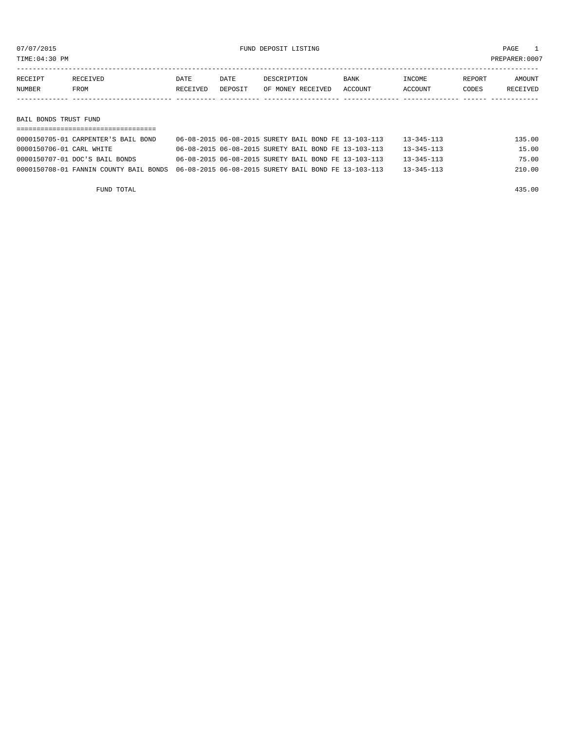07/07/2015 FUND DEPOSIT LISTING PAGE 1
TIME:04:30 PM PREPARER:0007

| RECEIPT NUMBER | RECEIVED FROM | DATE RECEIVED | DATE DEPOSIT | DESCRIPTION OF MONEY RECEIVED | BANK ACCOUNT | INCOME ACCOUNT | REPORT CODES | AMOUNT RECEIVED |
|---|---|---|---|---|---|---|---|---|
| **BAIL BONDS TRUST FUND** | | | | | | | | |
| 0000150705-01 | CARPENTER'S BAIL BOND | 06-08-2015 | 06-08-2015 | SURETY BAIL BOND FE | 13-103-113 | 13-345-113 | | 135.00 |
| 0000150706-01 | CARL WHITE | 06-08-2015 | 06-08-2015 | SURETY BAIL BOND FE | 13-103-113 | 13-345-113 | | 15.00 |
| 0000150707-01 | DOC'S BAIL BONDS | 06-08-2015 | 06-08-2015 | SURETY BAIL BOND FE | 13-103-113 | 13-345-113 | | 75.00 |
| 0000150708-01 | FANNIN COUNTY BAIL BONDS | 06-08-2015 | 06-08-2015 | SURETY BAIL BOND FE | 13-103-113 | 13-345-113 | | 210.00 |
| | FUND TOTAL | | | | | | | 435.00 |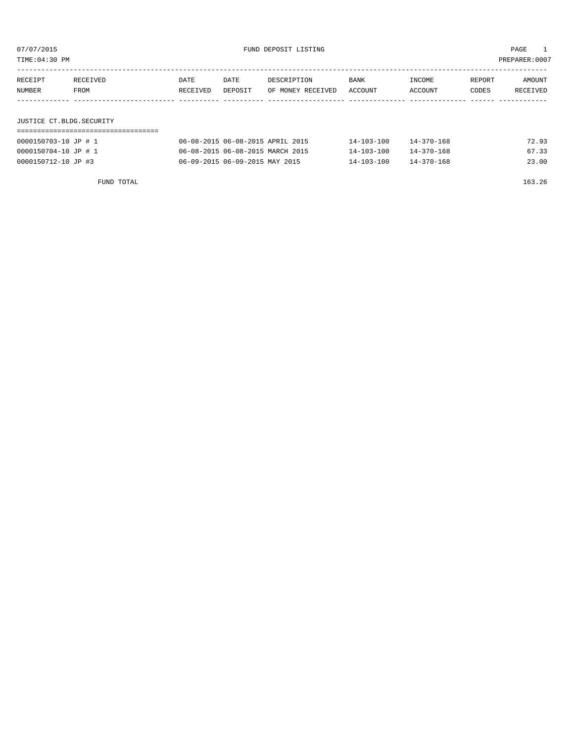07/07/2015 FUND DEPOSIT LISTING PAGE 1

TIME:04:30 PM PREPARER:0007

| RECEIPT NUMBER | RECEIVED FROM | DATE RECEIVED | DATE DEPOSIT | DESCRIPTION OF MONEY RECEIVED | BANK ACCOUNT | INCOME ACCOUNT | REPORT CODES | AMOUNT RECEIVED |
|---|---|---|---|---|---|---|---|---|

## JUSTICE CT.BLDG.SECURITY

| RECEIPT NUMBER | RECEIVED FROM | DATE RECEIVED | DATE DEPOSIT | DESCRIPTION OF MONEY RECEIVED | BANK ACCOUNT | INCOME ACCOUNT | REPORT CODES | AMOUNT RECEIVED |
|---|---|---|---|---|---|---|---|---|
| 0000150703-10 | JP # 1 | 06-08-2015 | 06-08-2015 | APRIL 2015 | 14-103-100 | 14-370-168 | | 72.93 |
| 0000150704-10 | JP # 1 | 06-08-2015 | 06-08-2015 | MARCH 2015 | 14-103-100 | 14-370-168 | | 67.33 |
| 0000150712-10 | JP #3 | 06-09-2015 | 06-09-2015 | MAY 2015 | 14-103-100 | 14-370-168 | | 23.00 |
| | FUND TOTAL | | | | | | | 163.26 |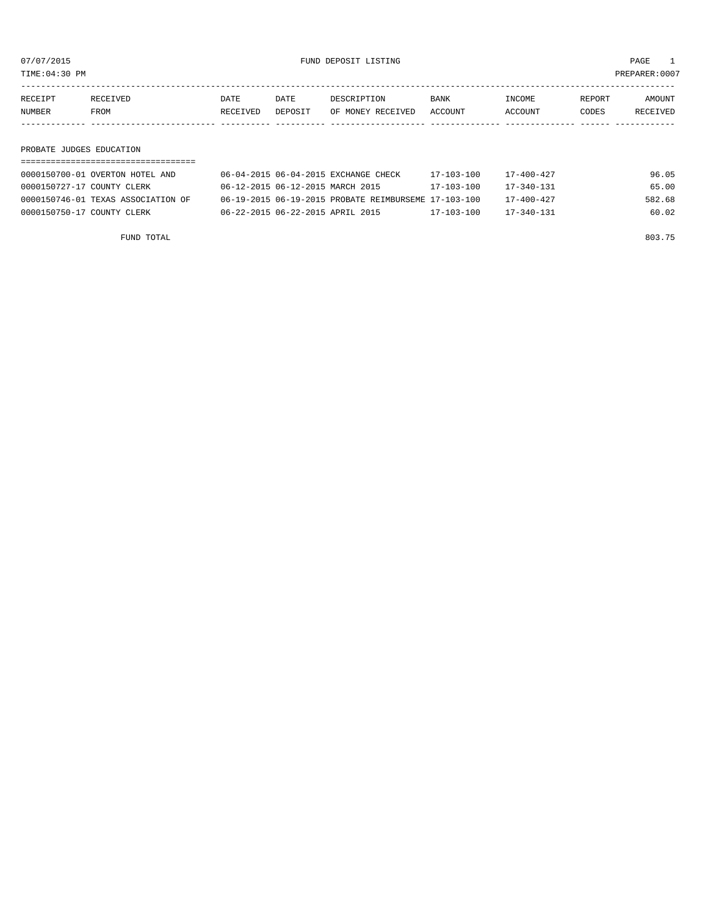07/07/2015 FUND DEPOSIT LISTING PAGE 1

TIME:04:30 PM PREPARER:0007

| RECEIPT NUMBER | RECEIVED FROM | DATE RECEIVED | DATE DEPOSIT | DESCRIPTION OF MONEY RECEIVED | BANK ACCOUNT | INCOME ACCOUNT | REPORT CODES | AMOUNT RECEIVED |
|---|---|---|---|---|---|---|---|---|

## PROBATE JUDGES EDUCATION

| RECEIPT NUMBER | RECEIVED FROM | DATE RECEIVED | DATE DEPOSIT | DESCRIPTION OF MONEY RECEIVED | BANK ACCOUNT | INCOME ACCOUNT | REPORT CODES | AMOUNT RECEIVED |
|---|---|---|---|---|---|---|---|---|
| 0000150700-01 | OVERTON HOTEL AND | 06-04-2015 | 06-04-2015 | EXCHANGE CHECK | 17-103-100 | 17-400-427 | | 96.05 |
| 0000150727-17 | COUNTY CLERK | 06-12-2015 | 06-12-2015 | MARCH 2015 | 17-103-100 | 17-340-131 | | 65.00 |
| 0000150746-01 | TEXAS ASSOCIATION OF | 06-19-2015 | 06-19-2015 | PROBATE REIMBURSEME | 17-103-100 | 17-400-427 | | 582.68 |
| 0000150750-17 | COUNTY CLERK | 06-22-2015 | 06-22-2015 | APRIL 2015 | 17-103-100 | 17-340-131 | | 60.02 |
| | FUND TOTAL | | | | | | | 803.75 |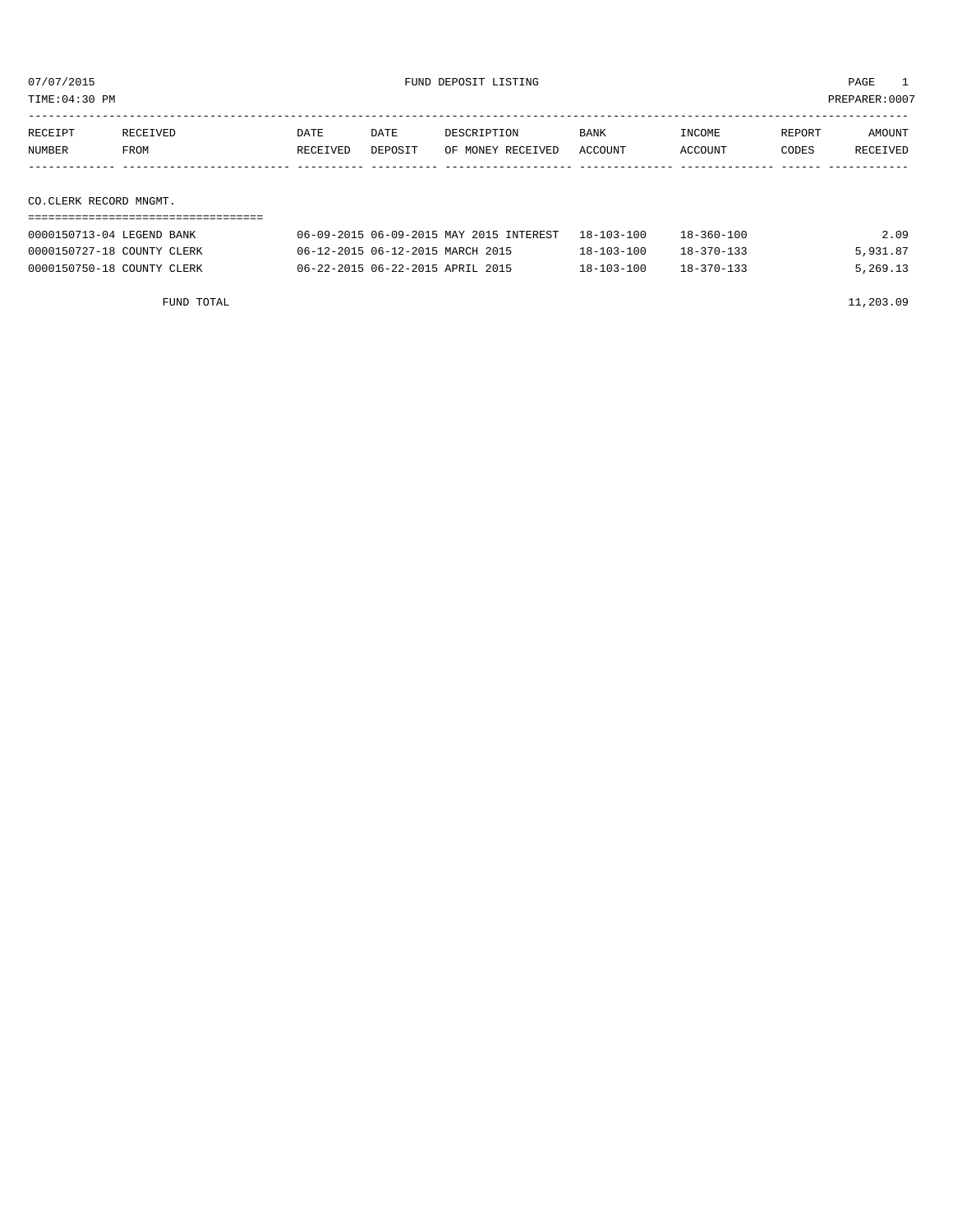07/07/2015 FUND DEPOSIT LISTING PAGE 1
TIME:04:30 PM PREPARER:0007

| RECEIPT NUMBER | RECEIVED FROM | DATE RECEIVED | DATE DEPOSIT | DESCRIPTION OF MONEY RECEIVED | BANK ACCOUNT | INCOME ACCOUNT | REPORT CODES | AMOUNT RECEIVED |
|---|---|---|---|---|---|---|---|---|
| **CO.CLERK RECORD MNGMT.** | | | | | | | | |
| 0000150713-04 | LEGEND BANK | 06-09-2015 | 06-09-2015 | MAY 2015 INTEREST | 18-103-100 | 18-360-100 | | 2.09 |
| 0000150727-18 | COUNTY CLERK | 06-12-2015 | 06-12-2015 | MARCH 2015 | 18-103-100 | 18-370-133 | | 5,931.87 |
| 0000150750-18 | COUNTY CLERK | 06-22-2015 | 06-22-2015 | APRIL 2015 | 18-103-100 | 18-370-133 | | 5,269.13 |
| | FUND TOTAL | | | | | | | 11,203.09 |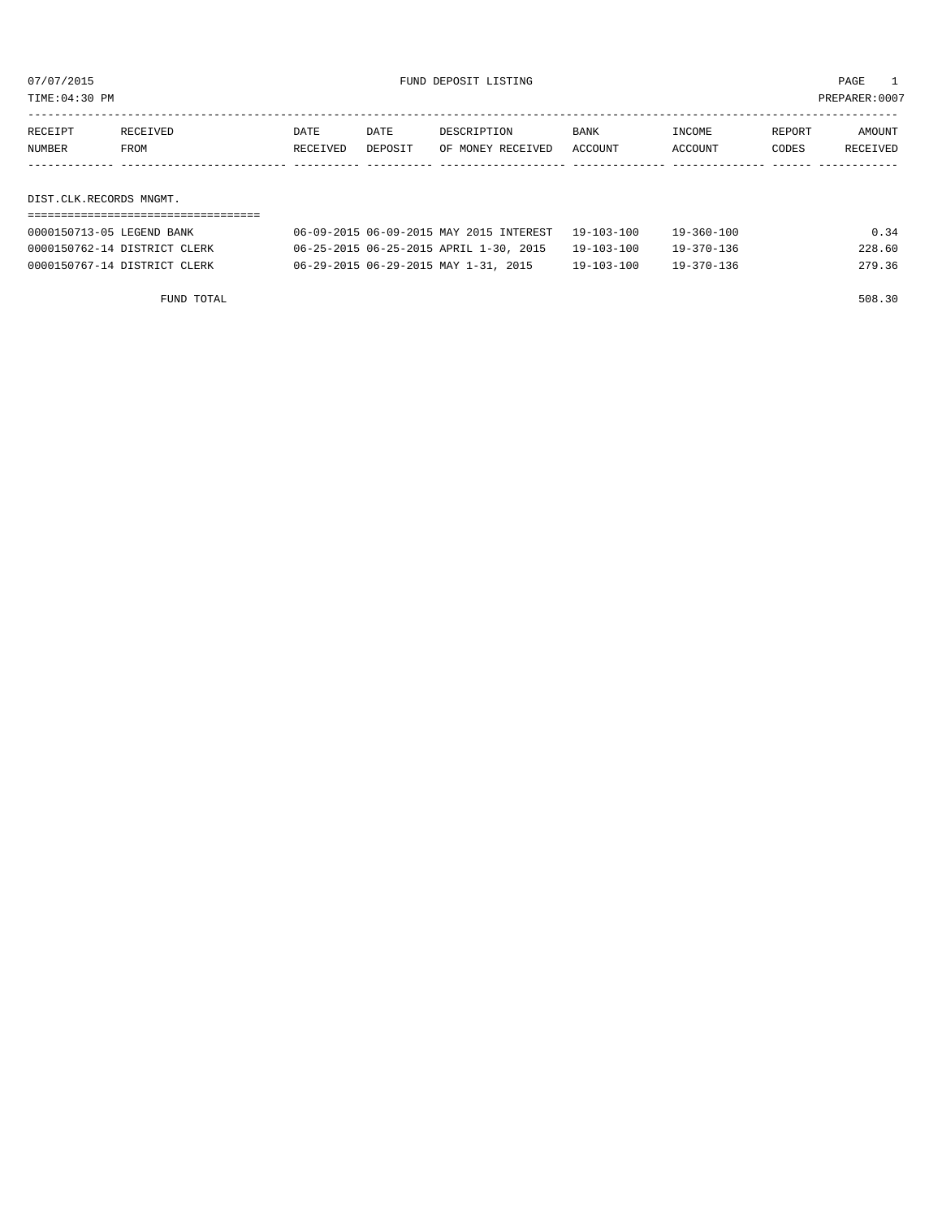07/07/2015 FUND DEPOSIT LISTING

TIME:04:30 PM PREPARER:0007

| RECEIPT NUMBER | RECEIVED FROM | DATE RECEIVED | DATE DEPOSIT | DESCRIPTION OF MONEY RECEIVED | BANK ACCOUNT | INCOME ACCOUNT | REPORT CODES | AMOUNT RECEIVED |
|---|---|---|---|---|---|---|---|---|
| **DIST.CLK.RECORDS MNGMT.** | | | | | | | | |
| 0000150713-05 | LEGEND BANK | 06-09-2015 | 06-09-2015 | MAY 2015 INTEREST | 19-103-100 | 19-360-100 | | 0.34 |
| 0000150762-14 | DISTRICT CLERK | 06-25-2015 | 06-25-2015 | APRIL 1-30, 2015 | 19-103-100 | 19-370-136 | | 228.60 |
| 0000150767-14 | DISTRICT CLERK | 06-29-2015 | 06-29-2015 | MAY 1-31, 2015 | 19-103-100 | 19-370-136 | | 279.36 |
| | FUND TOTAL | | | | | | | 508.30 |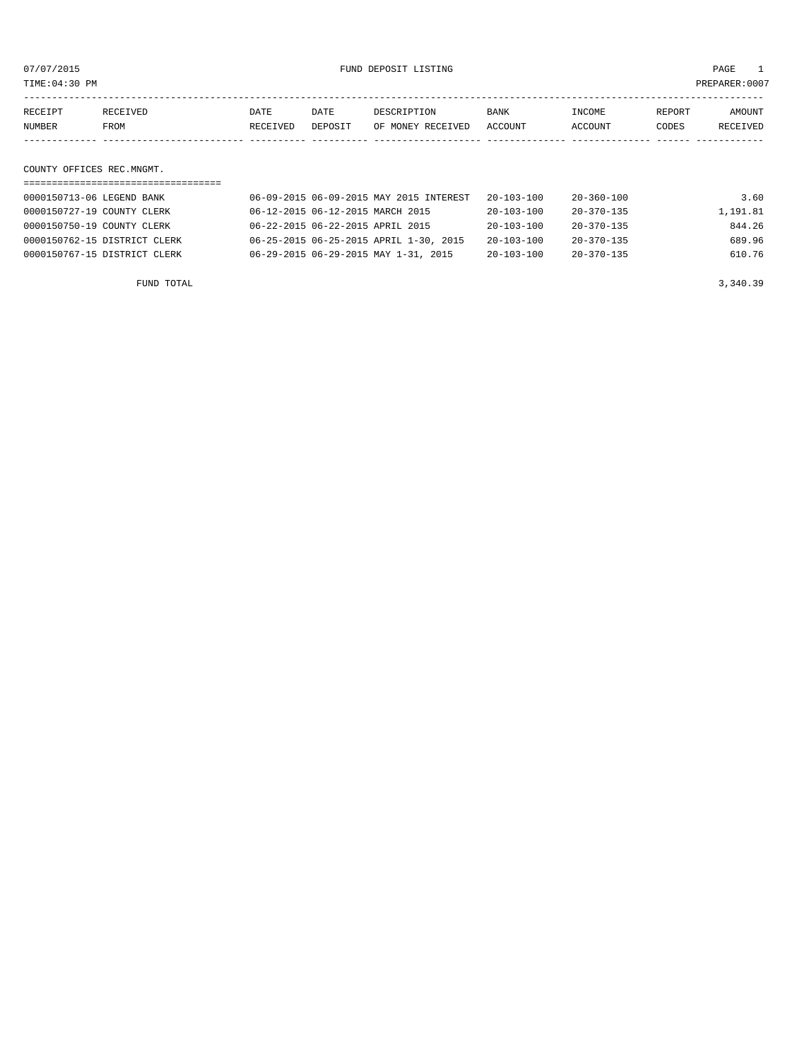07/07/2015 FUND DEPOSIT LISTING PAGE 1

TIME:04:30 PM PREPARER:0007

| RECEIPT NUMBER | RECEIVED FROM | DATE RECEIVED | DATE DEPOSIT | DESCRIPTION OF MONEY RECEIVED | BANK ACCOUNT | INCOME ACCOUNT | REPORT CODES | AMOUNT RECEIVED |
|---|---|---|---|---|---|---|---|---|

COUNTY OFFICES REC.MNGMT.

| RECEIPT NUMBER | RECEIVED FROM | DATE RECEIVED | DATE DEPOSIT | DESCRIPTION OF MONEY RECEIVED | BANK ACCOUNT | INCOME ACCOUNT | REPORT CODES | AMOUNT RECEIVED |
|---|---|---|---|---|---|---|---|---|
| 0000150713-06 | LEGEND BANK | 06-09-2015 | 06-09-2015 | MAY 2015 INTEREST | 20-103-100 | 20-360-100 | | 3.60 |
| 0000150727-19 | COUNTY CLERK | 06-12-2015 | 06-12-2015 | MARCH 2015 | 20-103-100 | 20-370-135 | | 1,191.81 |
| 0000150750-19 | COUNTY CLERK | 06-22-2015 | 06-22-2015 | APRIL 2015 | 20-103-100 | 20-370-135 | | 844.26 |
| 0000150762-15 | DISTRICT CLERK | 06-25-2015 | 06-25-2015 | APRIL 1-30, 2015 | 20-103-100 | 20-370-135 | | 689.96 |
| 0000150767-15 | DISTRICT CLERK | 06-29-2015 | 06-29-2015 | MAY 1-31, 2015 | 20-103-100 | 20-370-135 | | 610.76 |
| | FUND TOTAL | | | | | | | 3,340.39 |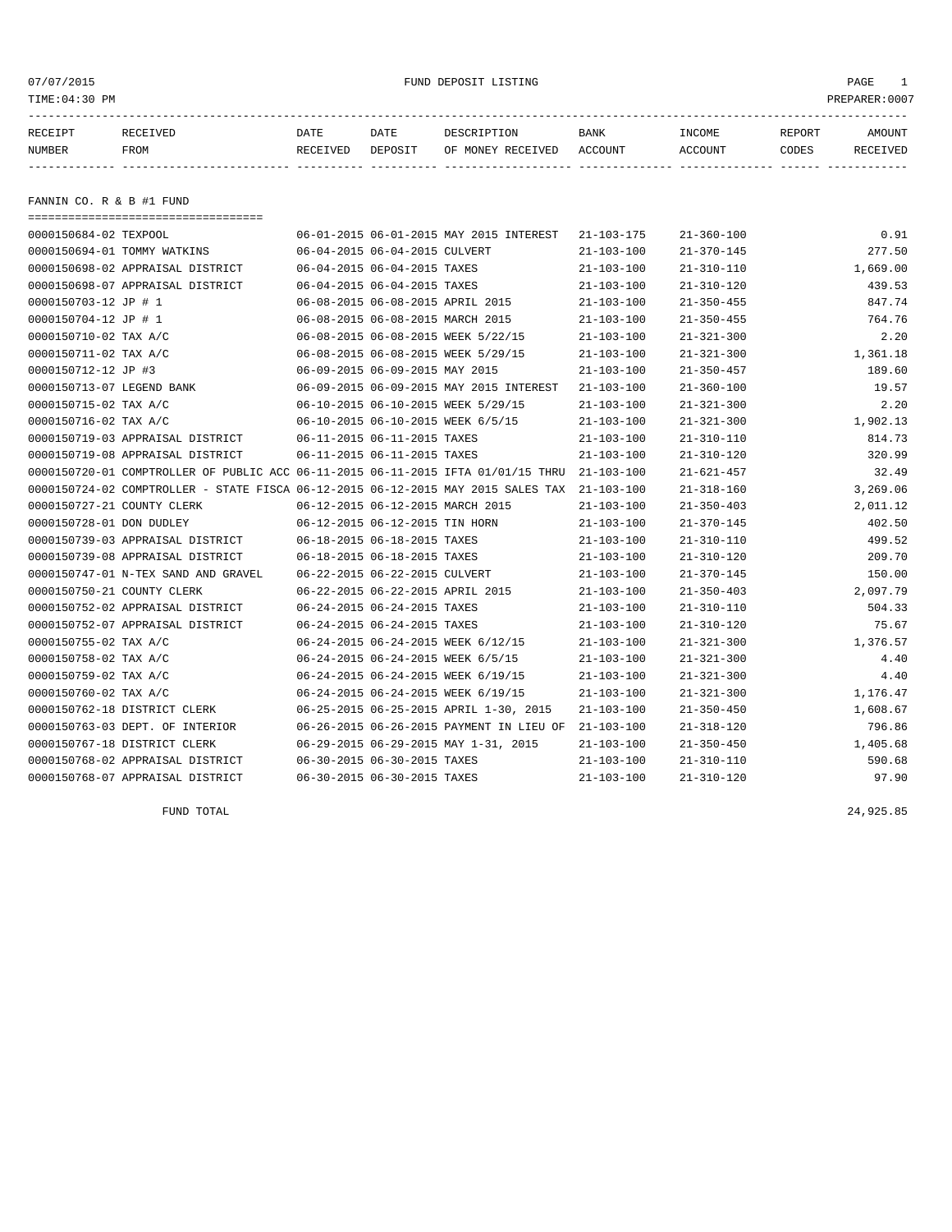# FUND DEPOSIT LISTING

07/07/2015
TIME:04:30 PM
PREPARER:0007

## FANNIN CO. R & B #1 FUND

| RECEIPT NUMBER | RECEIVED FROM | DATE RECEIVED | DATE DEPOSIT | DESCRIPTION OF MONEY RECEIVED | BANK ACCOUNT | INCOME ACCOUNT | REPORT CODES | AMOUNT RECEIVED |
|---|---|---|---|---|---|---|---|---|
| 0000150684-02 | TEXPOOL | 06-01-2015 | 06-01-2015 | MAY 2015 INTEREST | 21-103-175 | 21-360-100 | | 0.91 |
| 0000150694-01 | TOMMY WATKINS | 06-04-2015 | 06-04-2015 | CULVERT | 21-103-100 | 21-370-145 | | 277.50 |
| 0000150698-02 | APPRAISAL DISTRICT | 06-04-2015 | 06-04-2015 | TAXES | 21-103-100 | 21-310-110 | | 1,669.00 |
| 0000150698-07 | APPRAISAL DISTRICT | 06-04-2015 | 06-04-2015 | TAXES | 21-103-100 | 21-310-120 | | 439.53 |
| 0000150703-12 | JP # 1 | 06-08-2015 | 06-08-2015 | APRIL 2015 | 21-103-100 | 21-350-455 | | 847.74 |
| 0000150704-12 | JP # 1 | 06-08-2015 | 06-08-2015 | MARCH 2015 | 21-103-100 | 21-350-455 | | 764.76 |
| 0000150710-02 | TAX A/C | 06-08-2015 | 06-08-2015 | WEEK 5/22/15 | 21-103-100 | 21-321-300 | | 2.20 |
| 0000150711-02 | TAX A/C | 06-08-2015 | 06-08-2015 | WEEK 5/29/15 | 21-103-100 | 21-321-300 | | 1,361.18 |
| 0000150712-12 | JP #3 | 06-09-2015 | 06-09-2015 | MAY 2015 | 21-103-100 | 21-350-457 | | 189.60 |
| 0000150713-07 | LEGEND BANK | 06-09-2015 | 06-09-2015 | MAY 2015 INTEREST | 21-103-100 | 21-360-100 | | 19.57 |
| 0000150715-02 | TAX A/C | 06-10-2015 | 06-10-2015 | WEEK 5/29/15 | 21-103-100 | 21-321-300 | | 2.20 |
| 0000150716-02 | TAX A/C | 06-10-2015 | 06-10-2015 | WEEK 6/5/15 | 21-103-100 | 21-321-300 | | 1,902.13 |
| 0000150719-03 | APPRAISAL DISTRICT | 06-11-2015 | 06-11-2015 | TAXES | 21-103-100 | 21-310-110 | | 814.73 |
| 0000150719-08 | APPRAISAL DISTRICT | 06-11-2015 | 06-11-2015 | TAXES | 21-103-100 | 21-310-120 | | 320.99 |
| 0000150720-01 | COMPTROLLER OF PUBLIC ACC | 06-11-2015 | 06-11-2015 | IFTA 01/01/15 THRU | 21-103-100 | 21-621-457 | | 32.49 |
| 0000150724-02 | COMPTROLLER - STATE FISCA | 06-12-2015 | 06-12-2015 | MAY 2015 SALES TAX | 21-103-100 | 21-318-160 | | 3,269.06 |
| 0000150727-21 | COUNTY CLERK | 06-12-2015 | 06-12-2015 | MARCH 2015 | 21-103-100 | 21-350-403 | | 2,011.12 |
| 0000150728-01 | DON DUDLEY | 06-12-2015 | 06-12-2015 | TIN HORN | 21-103-100 | 21-370-145 | | 402.50 |
| 0000150739-03 | APPRAISAL DISTRICT | 06-18-2015 | 06-18-2015 | TAXES | 21-103-100 | 21-310-110 | | 499.52 |
| 0000150739-08 | APPRAISAL DISTRICT | 06-18-2015 | 06-18-2015 | TAXES | 21-103-100 | 21-310-120 | | 209.70 |
| 0000150747-01 | N-TEX SAND AND GRAVEL | 06-22-2015 | 06-22-2015 | CULVERT | 21-103-100 | 21-370-145 | | 150.00 |
| 0000150750-21 | COUNTY CLERK | 06-22-2015 | 06-22-2015 | APRIL 2015 | 21-103-100 | 21-350-403 | | 2,097.79 |
| 0000150752-02 | APPRAISAL DISTRICT | 06-24-2015 | 06-24-2015 | TAXES | 21-103-100 | 21-310-110 | | 504.33 |
| 0000150752-07 | APPRAISAL DISTRICT | 06-24-2015 | 06-24-2015 | TAXES | 21-103-100 | 21-310-120 | | 75.67 |
| 0000150755-02 | TAX A/C | 06-24-2015 | 06-24-2015 | WEEK 6/12/15 | 21-103-100 | 21-321-300 | | 1,376.57 |
| 0000150758-02 | TAX A/C | 06-24-2015 | 06-24-2015 | WEEK 6/5/15 | 21-103-100 | 21-321-300 | | 4.40 |
| 0000150759-02 | TAX A/C | 06-24-2015 | 06-24-2015 | WEEK 6/19/15 | 21-103-100 | 21-321-300 | | 4.40 |
| 0000150760-02 | TAX A/C | 06-24-2015 | 06-24-2015 | WEEK 6/19/15 | 21-103-100 | 21-321-300 | | 1,176.47 |
| 0000150762-18 | DISTRICT CLERK | 06-25-2015 | 06-25-2015 | APRIL 1-30, 2015 | 21-103-100 | 21-350-450 | | 1,608.67 |
| 0000150763-03 | DEPT. OF INTERIOR | 06-26-2015 | 06-26-2015 | PAYMENT IN LIEU OF | 21-103-100 | 21-318-120 | | 796.86 |
| 0000150767-18 | DISTRICT CLERK | 06-29-2015 | 06-29-2015 | MAY 1-31, 2015 | 21-103-100 | 21-350-450 | | 1,405.68 |
| 0000150768-02 | APPRAISAL DISTRICT | 06-30-2015 | 06-30-2015 | TAXES | 21-103-100 | 21-310-110 | | 590.68 |
| 0000150768-07 | APPRAISAL DISTRICT | 06-30-2015 | 06-30-2015 | TAXES | 21-103-100 | 21-310-120 | | 97.90 |
| | FUND TOTAL | | | | | | | 24,925.85 |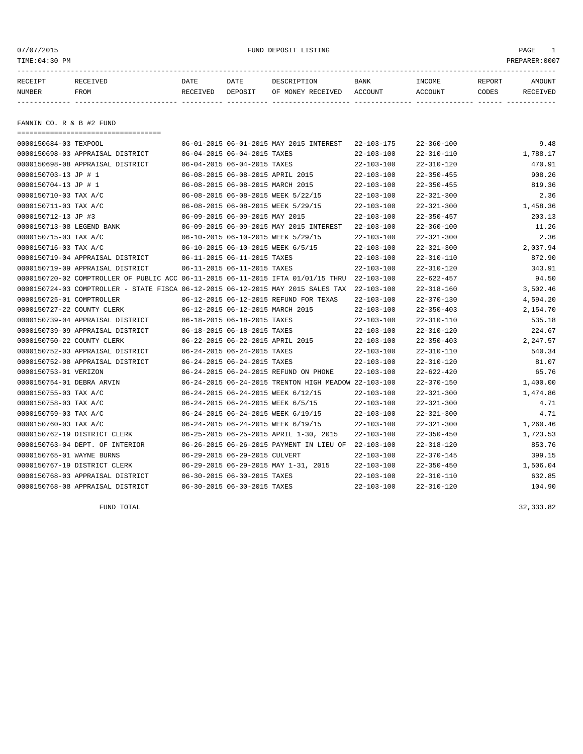07/07/2015 FUND DEPOSIT LISTING

TIME:04:30 PM PREPARER:0007

| RECEIPT NUMBER | RECEIVED FROM | DATE RECEIVED | DATE DEPOSIT | DESCRIPTION OF MONEY RECEIVED | BANK ACCOUNT | INCOME ACCOUNT | REPORT CODES | AMOUNT RECEIVED |
|---|---|---|---|---|---|---|---|---|

FANNIN CO. R & B #2 FUND

| RECEIPT NUMBER | RECEIVED FROM | DATE RECEIVED | DATE DEPOSIT | DESCRIPTION OF MONEY RECEIVED | BANK ACCOUNT | INCOME ACCOUNT | REPORT CODES | AMOUNT RECEIVED |
|---|---|---|---|---|---|---|---|---|
| 0000150684-03 | TEXPOOL | 06-01-2015 | 06-01-2015 | MAY 2015 INTEREST | 22-103-175 | 22-360-100 | | 9.48 |
| 0000150698-03 | APPRAISAL DISTRICT | 06-04-2015 | 06-04-2015 | TAXES | 22-103-100 | 22-310-110 | | 1,788.17 |
| 0000150698-08 | APPRAISAL DISTRICT | 06-04-2015 | 06-04-2015 | TAXES | 22-103-100 | 22-310-120 | | 470.91 |
| 0000150703-13 | JP # 1 | 06-08-2015 | 06-08-2015 | APRIL 2015 | 22-103-100 | 22-350-455 | | 908.26 |
| 0000150704-13 | JP # 1 | 06-08-2015 | 06-08-2015 | MARCH 2015 | 22-103-100 | 22-350-455 | | 819.36 |
| 0000150710-03 | TAX A/C | 06-08-2015 | 06-08-2015 | WEEK 5/22/15 | 22-103-100 | 22-321-300 | | 2.36 |
| 0000150711-03 | TAX A/C | 06-08-2015 | 06-08-2015 | WEEK 5/29/15 | 22-103-100 | 22-321-300 | | 1,458.36 |
| 0000150712-13 | JP #3 | 06-09-2015 | 06-09-2015 | MAY 2015 | 22-103-100 | 22-350-457 | | 203.13 |
| 0000150713-08 | LEGEND BANK | 06-09-2015 | 06-09-2015 | MAY 2015 INTEREST | 22-103-100 | 22-360-100 | | 11.26 |
| 0000150715-03 | TAX A/C | 06-10-2015 | 06-10-2015 | WEEK 5/29/15 | 22-103-100 | 22-321-300 | | 2.36 |
| 0000150716-03 | TAX A/C | 06-10-2015 | 06-10-2015 | WEEK 6/5/15 | 22-103-100 | 22-321-300 | | 2,037.94 |
| 0000150719-04 | APPRAISAL DISTRICT | 06-11-2015 | 06-11-2015 | TAXES | 22-103-100 | 22-310-110 | | 872.90 |
| 0000150719-09 | APPRAISAL DISTRICT | 06-11-2015 | 06-11-2015 | TAXES | 22-103-100 | 22-310-120 | | 343.91 |
| 0000150720-02 | COMPTROLLER OF PUBLIC ACC | 06-11-2015 | 06-11-2015 | IFTA 01/01/15 THRU | 22-103-100 | 22-622-457 | | 94.50 |
| 0000150724-03 | COMPTROLLER - STATE FISCA | 06-12-2015 | 06-12-2015 | MAY 2015 SALES TAX | 22-103-100 | 22-318-160 | | 3,502.46 |
| 0000150725-01 | COMPTROLLER | 06-12-2015 | 06-12-2015 | REFUND FOR TEXAS | 22-103-100 | 22-370-130 | | 4,594.20 |
| 0000150727-22 | COUNTY CLERK | 06-12-2015 | 06-12-2015 | MARCH 2015 | 22-103-100 | 22-350-403 | | 2,154.70 |
| 0000150739-04 | APPRAISAL DISTRICT | 06-18-2015 | 06-18-2015 | TAXES | 22-103-100 | 22-310-110 | | 535.18 |
| 0000150739-09 | APPRAISAL DISTRICT | 06-18-2015 | 06-18-2015 | TAXES | 22-103-100 | 22-310-120 | | 224.67 |
| 0000150750-22 | COUNTY CLERK | 06-22-2015 | 06-22-2015 | APRIL 2015 | 22-103-100 | 22-350-403 | | 2,247.57 |
| 0000150752-03 | APPRAISAL DISTRICT | 06-24-2015 | 06-24-2015 | TAXES | 22-103-100 | 22-310-110 | | 540.34 |
| 0000150752-08 | APPRAISAL DISTRICT | 06-24-2015 | 06-24-2015 | TAXES | 22-103-100 | 22-310-120 | | 81.07 |
| 0000150753-01 | VERIZON | 06-24-2015 | 06-24-2015 | REFUND ON PHONE | 22-103-100 | 22-622-420 | | 65.76 |
| 0000150754-01 | DEBRA ARVIN | 06-24-2015 | 06-24-2015 | TRENTON HIGH MEADOW | 22-103-100 | 22-370-150 | | 1,400.00 |
| 0000150755-03 | TAX A/C | 06-24-2015 | 06-24-2015 | WEEK 6/12/15 | 22-103-100 | 22-321-300 | | 1,474.86 |
| 0000150758-03 | TAX A/C | 06-24-2015 | 06-24-2015 | WEEK 6/5/15 | 22-103-100 | 22-321-300 | | 4.71 |
| 0000150759-03 | TAX A/C | 06-24-2015 | 06-24-2015 | WEEK 6/19/15 | 22-103-100 | 22-321-300 | | 4.71 |
| 0000150760-03 | TAX A/C | 06-24-2015 | 06-24-2015 | WEEK 6/19/15 | 22-103-100 | 22-321-300 | | 1,260.46 |
| 0000150762-19 | DISTRICT CLERK | 06-25-2015 | 06-25-2015 | APRIL 1-30, 2015 | 22-103-100 | 22-350-450 | | 1,723.53 |
| 0000150763-04 | DEPT. OF INTERIOR | 06-26-2015 | 06-26-2015 | PAYMENT IN LIEU OF | 22-103-100 | 22-318-120 | | 853.76 |
| 0000150765-01 | WAYNE BURNS | 06-29-2015 | 06-29-2015 | CULVERT | 22-103-100 | 22-370-145 | | 399.15 |
| 0000150767-19 | DISTRICT CLERK | 06-29-2015 | 06-29-2015 | MAY 1-31, 2015 | 22-103-100 | 22-350-450 | | 1,506.04 |
| 0000150768-03 | APPRAISAL DISTRICT | 06-30-2015 | 06-30-2015 | TAXES | 22-103-100 | 22-310-110 | | 632.85 |
| 0000150768-08 | APPRAISAL DISTRICT | 06-30-2015 | 06-30-2015 | TAXES | 22-103-100 | 22-310-120 | | 104.90 |

FUND TOTAL 32,333.82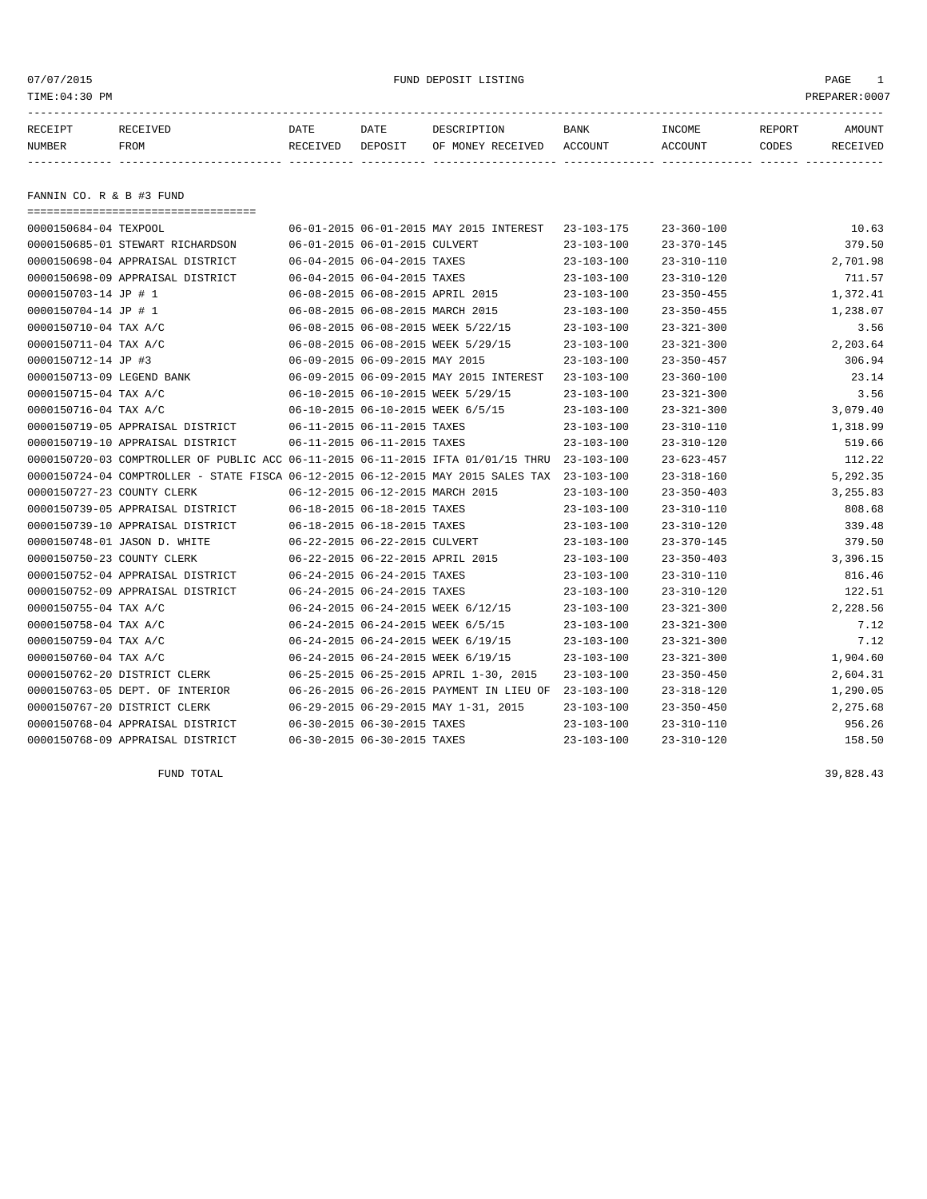07/07/2015 FUND DEPOSIT LISTING PAGE 1
TIME:04:30 PM PREPARER:0007

## FANNIN CO. R & B #3 FUND

| RECEIPT NUMBER | RECEIVED FROM | DATE RECEIVED | DATE DEPOSIT | DESCRIPTION OF MONEY RECEIVED | BANK ACCOUNT | INCOME ACCOUNT | REPORT CODES | AMOUNT RECEIVED |
|---|---|---|---|---|---|---|---|---|
| 0000150684-04 | TEXPOOL | 06-01-2015 | 06-01-2015 | MAY 2015 INTEREST | 23-103-175 | 23-360-100 | | 10.63 |
| 0000150685-01 | STEWART RICHARDSON | 06-01-2015 | 06-01-2015 | CULVERT | 23-103-100 | 23-370-145 | | 379.50 |
| 0000150698-04 | APPRAISAL DISTRICT | 06-04-2015 | 06-04-2015 | TAXES | 23-103-100 | 23-310-110 | | 2,701.98 |
| 0000150698-09 | APPRAISAL DISTRICT | 06-04-2015 | 06-04-2015 | TAXES | 23-103-100 | 23-310-120 | | 711.57 |
| 0000150703-14 | JP # 1 | 06-08-2015 | 06-08-2015 | APRIL 2015 | 23-103-100 | 23-350-455 | | 1,372.41 |
| 0000150704-14 | JP # 1 | 06-08-2015 | 06-08-2015 | MARCH 2015 | 23-103-100 | 23-350-455 | | 1,238.07 |
| 0000150710-04 | TAX A/C | 06-08-2015 | 06-08-2015 | WEEK 5/22/15 | 23-103-100 | 23-321-300 | | 3.56 |
| 0000150711-04 | TAX A/C | 06-08-2015 | 06-08-2015 | WEEK 5/29/15 | 23-103-100 | 23-321-300 | | 2,203.64 |
| 0000150712-14 | JP #3 | 06-09-2015 | 06-09-2015 | MAY 2015 | 23-103-100 | 23-350-457 | | 306.94 |
| 0000150713-09 | LEGEND BANK | 06-09-2015 | 06-09-2015 | MAY 2015 INTEREST | 23-103-100 | 23-360-100 | | 23.14 |
| 0000150715-04 | TAX A/C | 06-10-2015 | 06-10-2015 | WEEK 5/29/15 | 23-103-100 | 23-321-300 | | 3.56 |
| 0000150716-04 | TAX A/C | 06-10-2015 | 06-10-2015 | WEEK 6/5/15 | 23-103-100 | 23-321-300 | | 3,079.40 |
| 0000150719-05 | APPRAISAL DISTRICT | 06-11-2015 | 06-11-2015 | TAXES | 23-103-100 | 23-310-110 | | 1,318.99 |
| 0000150719-10 | APPRAISAL DISTRICT | 06-11-2015 | 06-11-2015 | TAXES | 23-103-100 | 23-310-120 | | 519.66 |
| 0000150720-03 | COMPTROLLER OF PUBLIC ACC | 06-11-2015 | 06-11-2015 | IFTA 01/01/15 THRU | 23-103-100 | 23-623-457 | | 112.22 |
| 0000150724-04 | COMPTROLLER - STATE FISCA | 06-12-2015 | 06-12-2015 | MAY 2015 SALES TAX | 23-103-100 | 23-318-160 | | 5,292.35 |
| 0000150727-23 | COUNTY CLERK | 06-12-2015 | 06-12-2015 | MARCH 2015 | 23-103-100 | 23-350-403 | | 3,255.83 |
| 0000150739-05 | APPRAISAL DISTRICT | 06-18-2015 | 06-18-2015 | TAXES | 23-103-100 | 23-310-110 | | 808.68 |
| 0000150739-10 | APPRAISAL DISTRICT | 06-18-2015 | 06-18-2015 | TAXES | 23-103-100 | 23-310-120 | | 339.48 |
| 0000150748-01 | JASON D. WHITE | 06-22-2015 | 06-22-2015 | CULVERT | 23-103-100 | 23-370-145 | | 379.50 |
| 0000150750-23 | COUNTY CLERK | 06-22-2015 | 06-22-2015 | APRIL 2015 | 23-103-100 | 23-350-403 | | 3,396.15 |
| 0000150752-04 | APPRAISAL DISTRICT | 06-24-2015 | 06-24-2015 | TAXES | 23-103-100 | 23-310-110 | | 816.46 |
| 0000150752-09 | APPRAISAL DISTRICT | 06-24-2015 | 06-24-2015 | TAXES | 23-103-100 | 23-310-120 | | 122.51 |
| 0000150755-04 | TAX A/C | 06-24-2015 | 06-24-2015 | WEEK 6/12/15 | 23-103-100 | 23-321-300 | | 2,228.56 |
| 0000150758-04 | TAX A/C | 06-24-2015 | 06-24-2015 | WEEK 6/5/15 | 23-103-100 | 23-321-300 | | 7.12 |
| 0000150759-04 | TAX A/C | 06-24-2015 | 06-24-2015 | WEEK 6/19/15 | 23-103-100 | 23-321-300 | | 7.12 |
| 0000150760-04 | TAX A/C | 06-24-2015 | 06-24-2015 | WEEK 6/19/15 | 23-103-100 | 23-321-300 | | 1,904.60 |
| 0000150762-20 | DISTRICT CLERK | 06-25-2015 | 06-25-2015 | APRIL 1-30, 2015 | 23-103-100 | 23-350-450 | | 2,604.31 |
| 0000150763-05 | DEPT. OF INTERIOR | 06-26-2015 | 06-26-2015 | PAYMENT IN LIEU OF | 23-103-100 | 23-318-120 | | 1,290.05 |
| 0000150767-20 | DISTRICT CLERK | 06-29-2015 | 06-29-2015 | MAY 1-31, 2015 | 23-103-100 | 23-350-450 | | 2,275.68 |
| 0000150768-04 | APPRAISAL DISTRICT | 06-30-2015 | 06-30-2015 | TAXES | 23-103-100 | 23-310-110 | | 956.26 |
| 0000150768-09 | APPRAISAL DISTRICT | 06-30-2015 | 06-30-2015 | TAXES | 23-103-100 | 23-310-120 | | 158.50 |

FUND TOTAL 39,828.43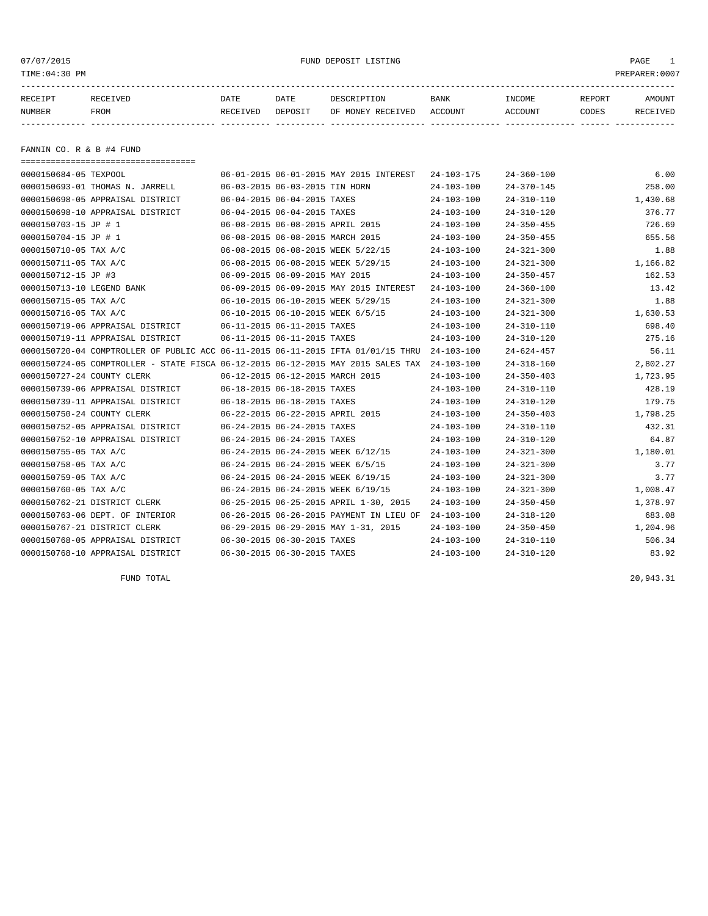07/07/2015 FUND DEPOSIT LISTING

TIME:04:30 PM PREPARER:0007

| RECEIPT NUMBER | RECEIVED FROM | DATE RECEIVED | DATE DEPOSIT | DESCRIPTION OF MONEY RECEIVED | BANK ACCOUNT | INCOME ACCOUNT | REPORT CODES | AMOUNT RECEIVED |
|---|---|---|---|---|---|---|---|---|

## FANNIN CO. R & B #4 FUND

| RECEIPT NUMBER | RECEIVED FROM | DATE RECEIVED | DATE DEPOSIT | DESCRIPTION OF MONEY RECEIVED | BANK ACCOUNT | INCOME ACCOUNT | REPORT CODES | AMOUNT RECEIVED |
|---|---|---|---|---|---|---|---|---|
| 0000150684-05 | TEXPOOL | 06-01-2015 | 06-01-2015 | MAY 2015 INTEREST | 24-103-175 | 24-360-100 | | 6.00 |
| 0000150693-01 | THOMAS N. JARRELL | 06-03-2015 | 06-03-2015 | TIN HORN | 24-103-100 | 24-370-145 | | 258.00 |
| 0000150698-05 | APPRAISAL DISTRICT | 06-04-2015 | 06-04-2015 | TAXES | 24-103-100 | 24-310-110 | | 1,430.68 |
| 0000150698-10 | APPRAISAL DISTRICT | 06-04-2015 | 06-04-2015 | TAXES | 24-103-100 | 24-310-120 | | 376.77 |
| 0000150703-15 | JP # 1 | 06-08-2015 | 06-08-2015 | APRIL 2015 | 24-103-100 | 24-350-455 | | 726.69 |
| 0000150704-15 | JP # 1 | 06-08-2015 | 06-08-2015 | MARCH 2015 | 24-103-100 | 24-350-455 | | 655.56 |
| 0000150710-05 | TAX A/C | 06-08-2015 | 06-08-2015 | WEEK 5/22/15 | 24-103-100 | 24-321-300 | | 1.88 |
| 0000150711-05 | TAX A/C | 06-08-2015 | 06-08-2015 | WEEK 5/29/15 | 24-103-100 | 24-321-300 | | 1,166.82 |
| 0000150712-15 | JP #3 | 06-09-2015 | 06-09-2015 | MAY 2015 | 24-103-100 | 24-350-457 | | 162.53 |
| 0000150713-10 | LEGEND BANK | 06-09-2015 | 06-09-2015 | MAY 2015 INTEREST | 24-103-100 | 24-360-100 | | 13.42 |
| 0000150715-05 | TAX A/C | 06-10-2015 | 06-10-2015 | WEEK 5/29/15 | 24-103-100 | 24-321-300 | | 1.88 |
| 0000150716-05 | TAX A/C | 06-10-2015 | 06-10-2015 | WEEK 6/5/15 | 24-103-100 | 24-321-300 | | 1,630.53 |
| 0000150719-06 | APPRAISAL DISTRICT | 06-11-2015 | 06-11-2015 | TAXES | 24-103-100 | 24-310-110 | | 698.40 |
| 0000150719-11 | APPRAISAL DISTRICT | 06-11-2015 | 06-11-2015 | TAXES | 24-103-100 | 24-310-120 | | 275.16 |
| 0000150720-04 | COMPTROLLER OF PUBLIC ACC | 06-11-2015 | 06-11-2015 | IFTA 01/01/15 THRU | 24-103-100 | 24-624-457 | | 56.11 |
| 0000150724-05 | COMPTROLLER - STATE FISCA | 06-12-2015 | 06-12-2015 | MAY 2015 SALES TAX | 24-103-100 | 24-318-160 | | 2,802.27 |
| 0000150727-24 | COUNTY CLERK | 06-12-2015 | 06-12-2015 | MARCH 2015 | 24-103-100 | 24-350-403 | | 1,723.95 |
| 0000150739-06 | APPRAISAL DISTRICT | 06-18-2015 | 06-18-2015 | TAXES | 24-103-100 | 24-310-110 | | 428.19 |
| 0000150739-11 | APPRAISAL DISTRICT | 06-18-2015 | 06-18-2015 | TAXES | 24-103-100 | 24-310-120 | | 179.75 |
| 0000150750-24 | COUNTY CLERK | 06-22-2015 | 06-22-2015 | APRIL 2015 | 24-103-100 | 24-350-403 | | 1,798.25 |
| 0000150752-05 | APPRAISAL DISTRICT | 06-24-2015 | 06-24-2015 | TAXES | 24-103-100 | 24-310-110 | | 432.31 |
| 0000150752-10 | APPRAISAL DISTRICT | 06-24-2015 | 06-24-2015 | TAXES | 24-103-100 | 24-310-120 | | 64.87 |
| 0000150755-05 | TAX A/C | 06-24-2015 | 06-24-2015 | WEEK 6/12/15 | 24-103-100 | 24-321-300 | | 1,180.01 |
| 0000150758-05 | TAX A/C | 06-24-2015 | 06-24-2015 | WEEK 6/5/15 | 24-103-100 | 24-321-300 | | 3.77 |
| 0000150759-05 | TAX A/C | 06-24-2015 | 06-24-2015 | WEEK 6/19/15 | 24-103-100 | 24-321-300 | | 3.77 |
| 0000150760-05 | TAX A/C | 06-24-2015 | 06-24-2015 | WEEK 6/19/15 | 24-103-100 | 24-321-300 | | 1,008.47 |
| 0000150762-21 | DISTRICT CLERK | 06-25-2015 | 06-25-2015 | APRIL 1-30, 2015 | 24-103-100 | 24-350-450 | | 1,378.97 |
| 0000150763-06 | DEPT. OF INTERIOR | 06-26-2015 | 06-26-2015 | PAYMENT IN LIEU OF | 24-103-100 | 24-318-120 | | 683.08 |
| 0000150767-21 | DISTRICT CLERK | 06-29-2015 | 06-29-2015 | MAY 1-31, 2015 | 24-103-100 | 24-350-450 | | 1,204.96 |
| 0000150768-05 | APPRAISAL DISTRICT | 06-30-2015 | 06-30-2015 | TAXES | 24-103-100 | 24-310-110 | | 506.34 |
| 0000150768-10 | APPRAISAL DISTRICT | 06-30-2015 | 06-30-2015 | TAXES | 24-103-100 | 24-310-120 | | 83.92 |
| | FUND TOTAL | | | | | | | 20,943.31 |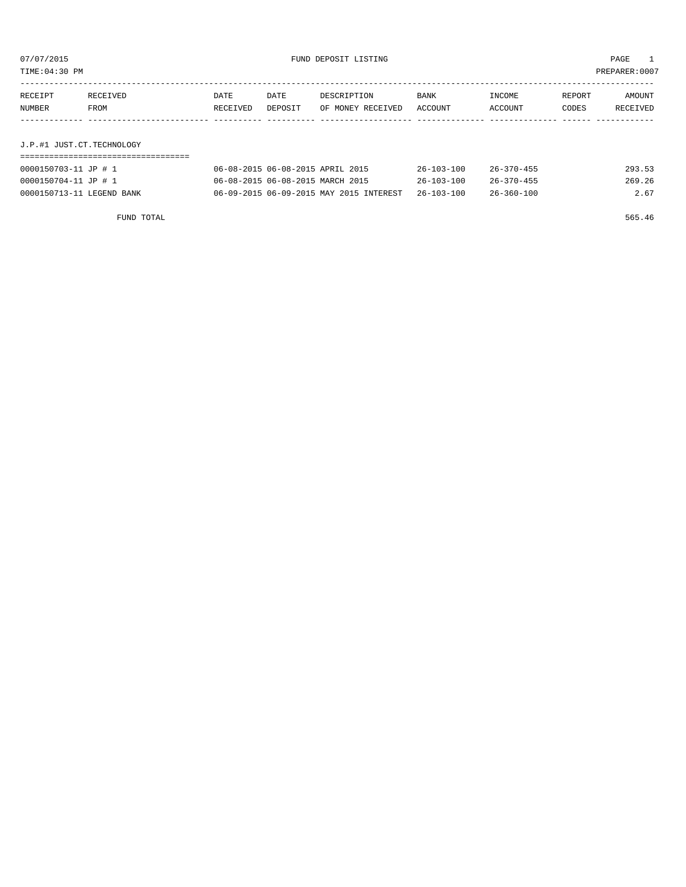07/07/2015 FUND DEPOSIT LISTING PAGE 1

TIME:04:30 PM PREPARER:0007

| RECEIPT NUMBER | RECEIVED FROM | DATE RECEIVED | DATE DEPOSIT | DESCRIPTION OF MONEY RECEIVED | BANK ACCOUNT | INCOME ACCOUNT | REPORT CODES | AMOUNT RECEIVED |
|---|---|---|---|---|---|---|---|---|
| **J.P.#1 JUST.CT.TECHNOLOGY** | | | | | | | | |
| 0000150703-11 | JP # 1 | 06-08-2015 | 06-08-2015 | APRIL 2015 | 26-103-100 | 26-370-455 | | 293.53 |
| 0000150704-11 | JP # 1 | 06-08-2015 | 06-08-2015 | MARCH 2015 | 26-103-100 | 26-370-455 | | 269.26 |
| 0000150713-11 | LEGEND BANK | 06-09-2015 | 06-09-2015 | MAY 2015 INTEREST | 26-103-100 | 26-360-100 | | 2.67 |
| | FUND TOTAL | | | | | | | 565.46 |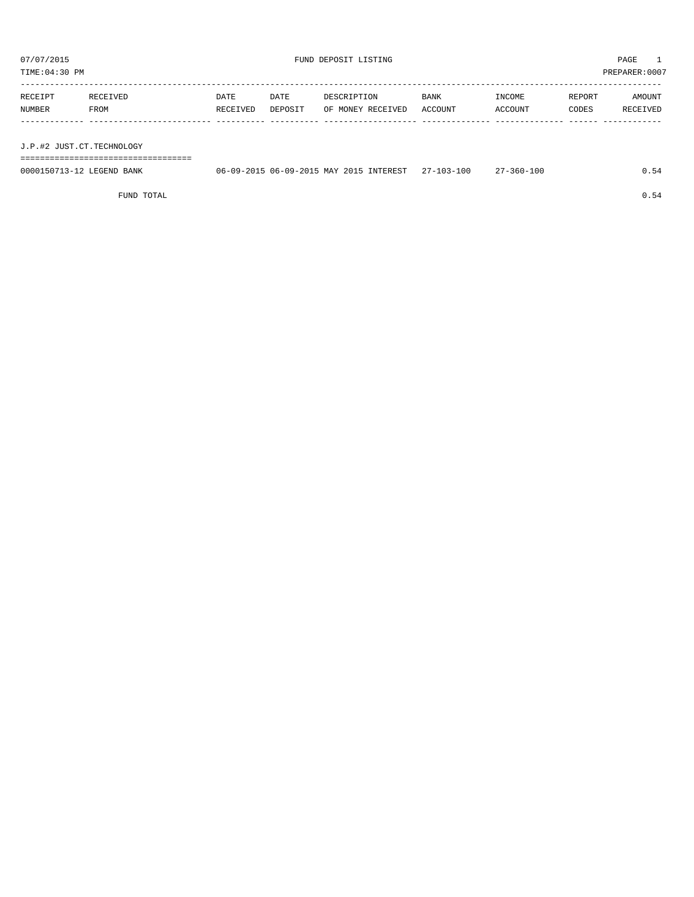07/07/2015 FUND DEPOSIT LISTING

TIME:04:30 PM PREPARER:0007

| RECEIPT NUMBER | RECEIVED FROM | DATE RECEIVED | DATE DEPOSIT | DESCRIPTION OF MONEY RECEIVED | BANK ACCOUNT | INCOME ACCOUNT | REPORT CODES | AMOUNT RECEIVED |
|---|---|---|---|---|---|---|---|---|
| **J.P.#2 JUST.CT.TECHNOLOGY** | | | | | | | | |
| 0000150713-12 | LEGEND BANK | 06-09-2015 | 06-09-2015 | MAY 2015 INTEREST | 27-103-100 | 27-360-100 | | 0.54 |
| | FUND TOTAL | | | | | | | 0.54 |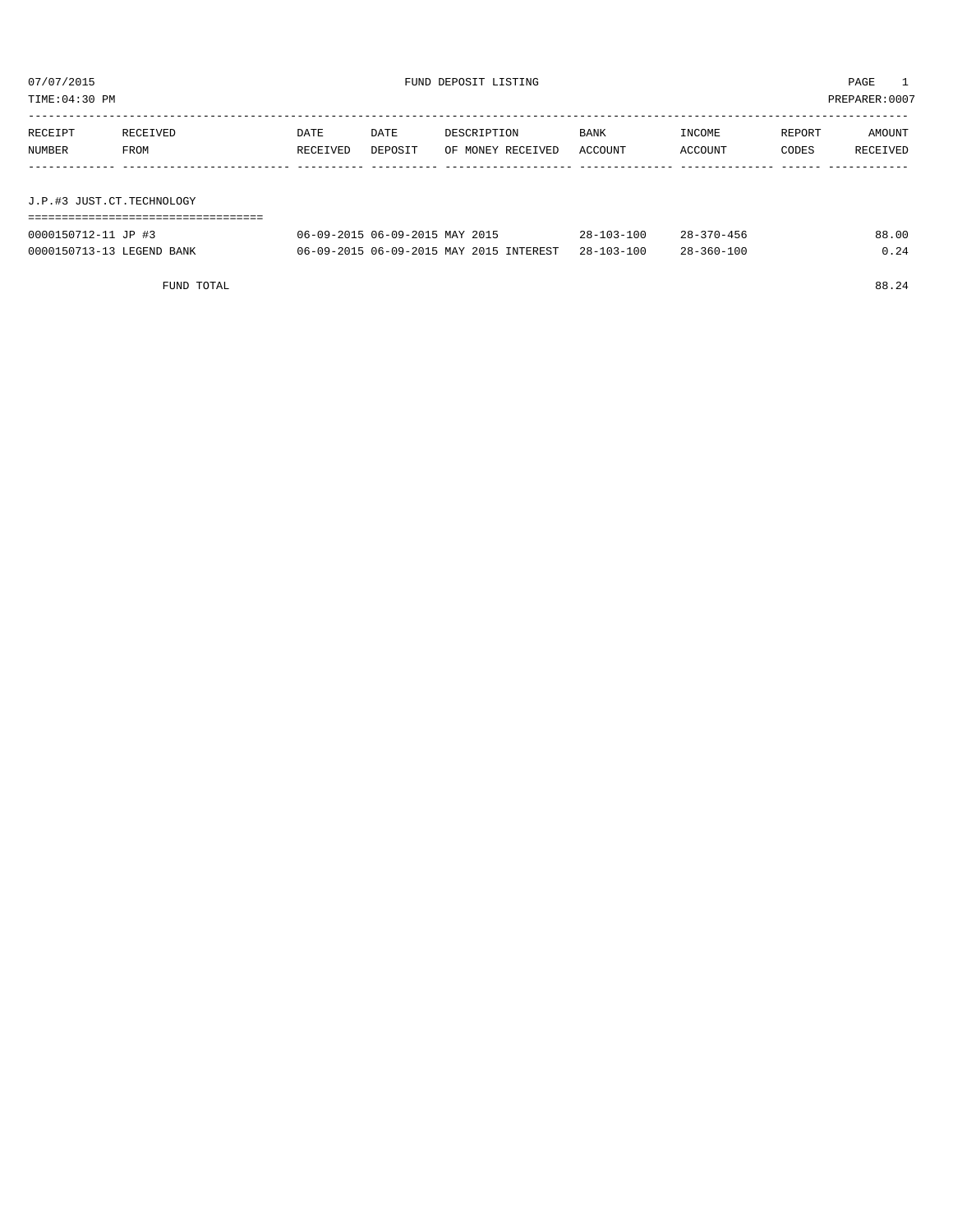07/07/2015 FUND DEPOSIT LISTING

TIME:04:30 PM PREPARER:0007

| RECEIPT NUMBER | RECEIVED FROM | DATE RECEIVED | DATE DEPOSIT | DESCRIPTION OF MONEY RECEIVED | BANK ACCOUNT | INCOME ACCOUNT | REPORT CODES | AMOUNT RECEIVED |
|---|---|---|---|---|---|---|---|---|

## J.P.#3 JUST.CT.TECHNOLOGY

| RECEIPT NUMBER | RECEIVED FROM | DATE RECEIVED | DATE DEPOSIT | DESCRIPTION OF MONEY RECEIVED | BANK ACCOUNT | INCOME ACCOUNT | REPORT CODES | AMOUNT RECEIVED |
|---|---|---|---|---|---|---|---|---|
| 0000150712-11 | JP #3 | 06-09-2015 | 06-09-2015 | MAY 2015 | 28-103-100 | 28-370-456 | | 88.00 |
| 0000150713-13 | LEGEND BANK | 06-09-2015 | 06-09-2015 | MAY 2015 INTEREST | 28-103-100 | 28-360-100 | | 0.24 |
| | FUND TOTAL | | | | | | | 88.24 |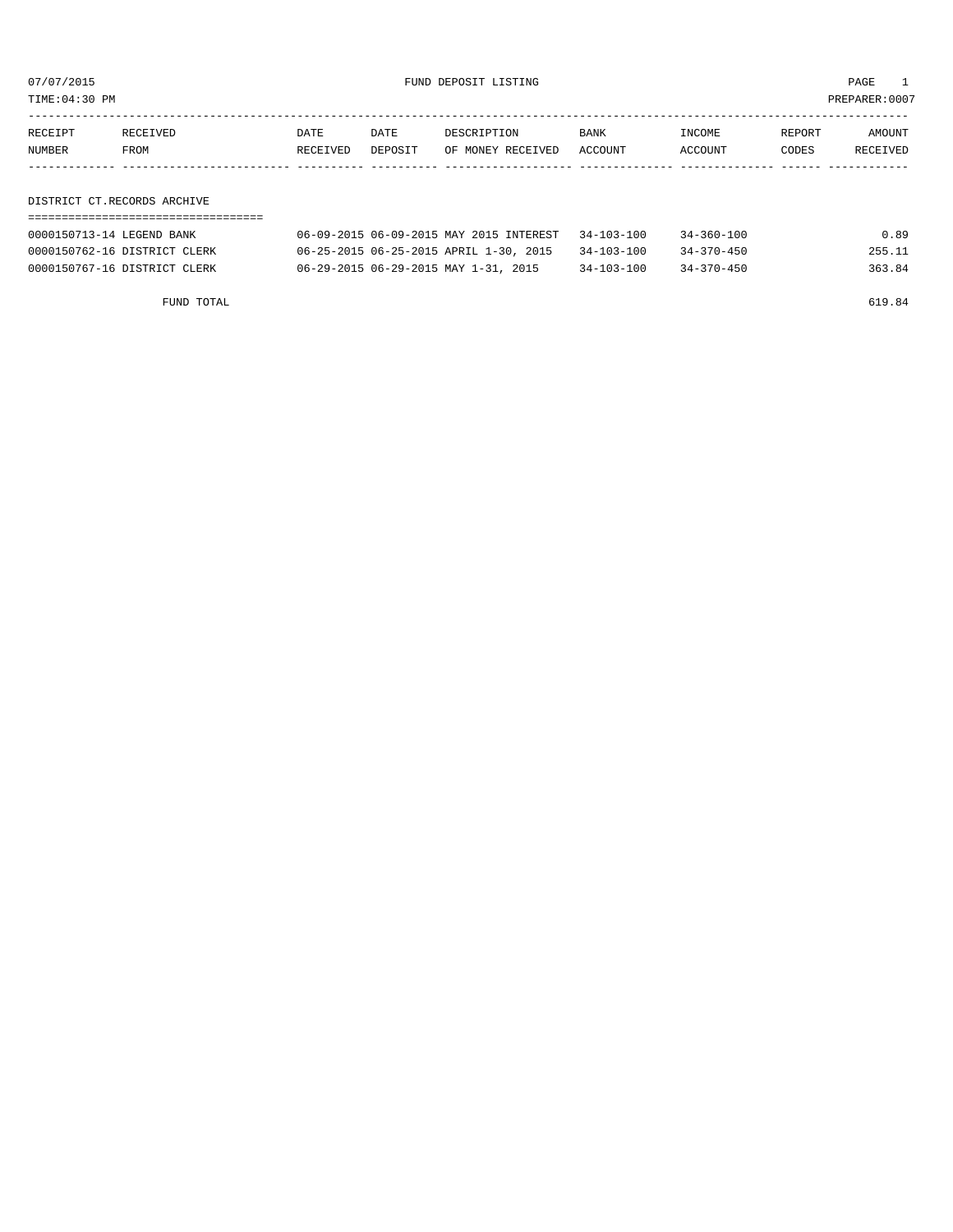07/07/2015 FUND DEPOSIT LISTING PAGE 1

TIME:04:30 PM PREPARER:0007

| RECEIPT NUMBER | RECEIVED FROM | DATE RECEIVED | DATE DEPOSIT | DESCRIPTION OF MONEY RECEIVED | BANK ACCOUNT | INCOME ACCOUNT | REPORT CODES | AMOUNT RECEIVED |
|---|---|---|---|---|---|---|---|---|

## DISTRICT CT.RECORDS ARCHIVE

| RECEIPT NUMBER | RECEIVED FROM | DATE RECEIVED | DATE DEPOSIT | DESCRIPTION OF MONEY RECEIVED | BANK ACCOUNT | INCOME ACCOUNT | REPORT CODES | AMOUNT RECEIVED |
|---|---|---|---|---|---|---|---|---|
| 0000150713-14 | LEGEND BANK | 06-09-2015 | 06-09-2015 | MAY 2015 INTEREST | 34-103-100 | 34-360-100 | | 0.89 |
| 0000150762-16 | DISTRICT CLERK | 06-25-2015 | 06-25-2015 | APRIL 1-30, 2015 | 34-103-100 | 34-370-450 | | 255.11 |
| 0000150767-16 | DISTRICT CLERK | 06-29-2015 | 06-29-2015 | MAY 1-31, 2015 | 34-103-100 | 34-370-450 | | 363.84 |

FUND TOTAL 619.84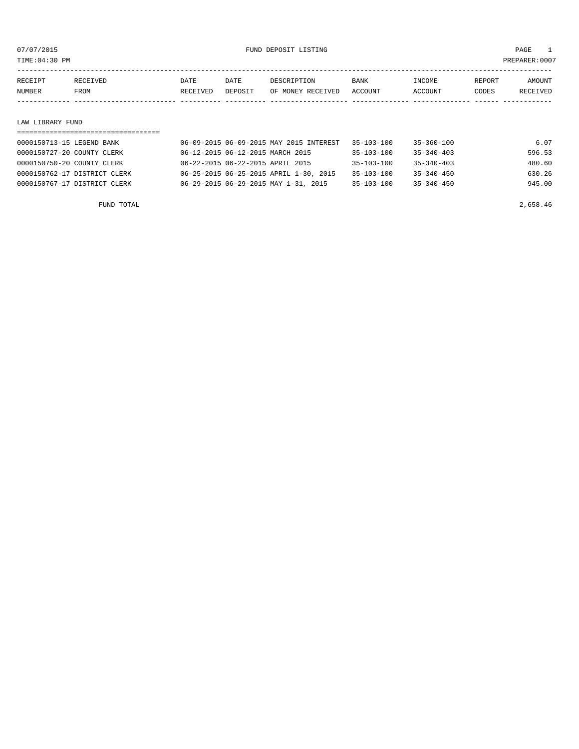07/07/2015 FUND DEPOSIT LISTING

TIME:04:30 PM PREPARER:0007

| RECEIPT NUMBER | RECEIVED FROM | DATE RECEIVED | DATE DEPOSIT | DESCRIPTION OF MONEY RECEIVED | BANK ACCOUNT | INCOME ACCOUNT | REPORT CODES | AMOUNT RECEIVED |
|---|---|---|---|---|---|---|---|---|

## LAW LIBRARY FUND

| RECEIPT NUMBER | RECEIVED FROM | DATE RECEIVED | DATE DEPOSIT | DESCRIPTION OF MONEY RECEIVED | BANK ACCOUNT | INCOME ACCOUNT | REPORT CODES | AMOUNT RECEIVED |
|---|---|---|---|---|---|---|---|---|
| 0000150713-15 | LEGEND BANK | 06-09-2015 | 06-09-2015 | MAY 2015 INTEREST | 35-103-100 | 35-360-100 | | 6.07 |
| 0000150727-20 | COUNTY CLERK | 06-12-2015 | 06-12-2015 | MARCH 2015 | 35-103-100 | 35-340-403 | | 596.53 |
| 0000150750-20 | COUNTY CLERK | 06-22-2015 | 06-22-2015 | APRIL 2015 | 35-103-100 | 35-340-403 | | 480.60 |
| 0000150762-17 | DISTRICT CLERK | 06-25-2015 | 06-25-2015 | APRIL 1-30, 2015 | 35-103-100 | 35-340-450 | | 630.26 |
| 0000150767-17 | DISTRICT CLERK | 06-29-2015 | 06-29-2015 | MAY 1-31, 2015 | 35-103-100 | 35-340-450 | | 945.00 |
| | FUND TOTAL | | | | | | | 2,658.46 |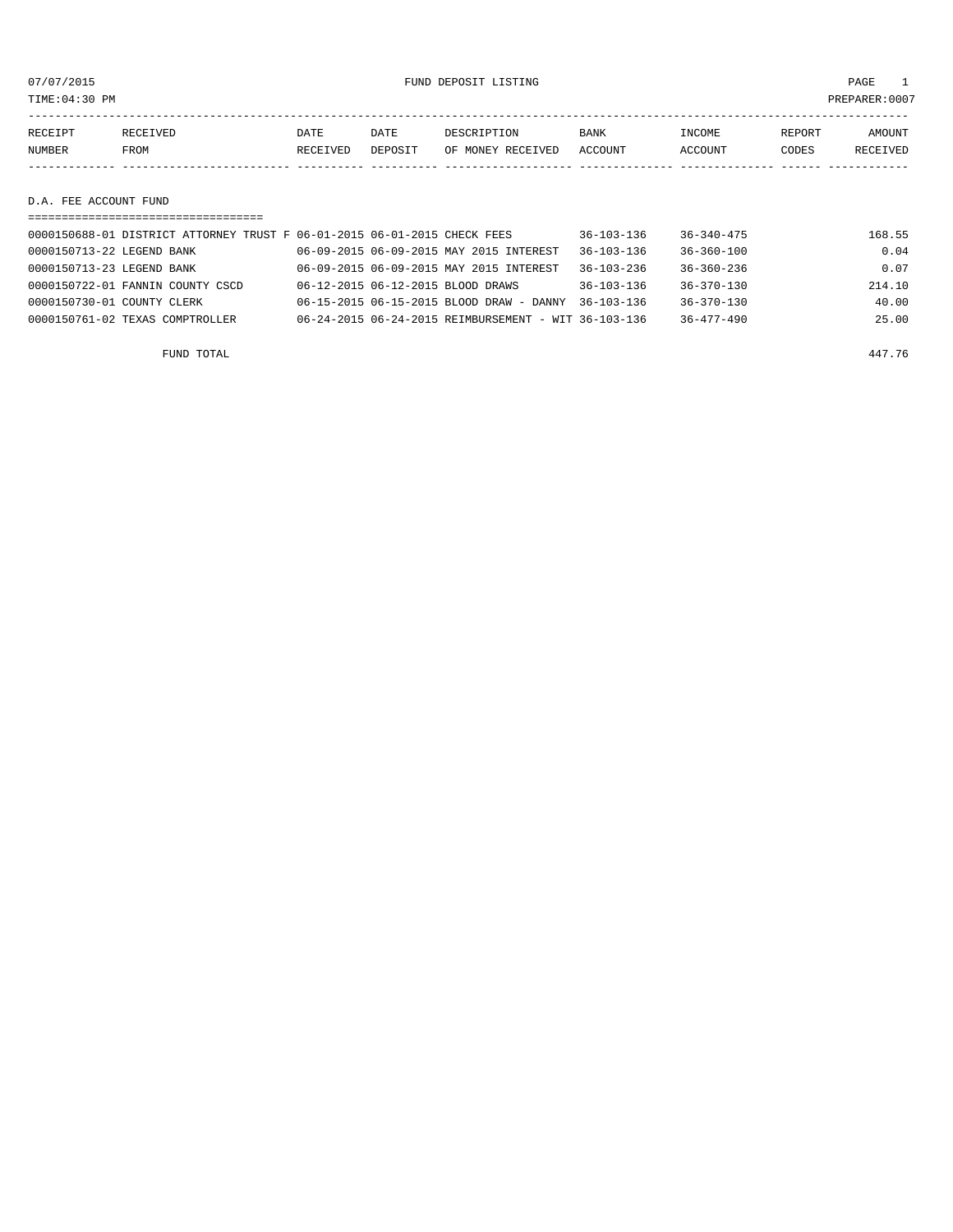07/07/2015 FUND DEPOSIT LISTING

TIME:04:30 PM PREPARER:0007

| RECEIPT NUMBER | RECEIVED FROM | DATE RECEIVED | DATE DEPOSIT | DESCRIPTION OF MONEY RECEIVED | BANK ACCOUNT | INCOME ACCOUNT | REPORT CODES | AMOUNT RECEIVED |
|---|---|---|---|---|---|---|---|---|

## D.A. FEE ACCOUNT FUND

| RECEIPT NUMBER | RECEIVED FROM | DATE RECEIVED | DATE DEPOSIT | DESCRIPTION OF MONEY RECEIVED | BANK ACCOUNT | INCOME ACCOUNT | REPORT CODES | AMOUNT RECEIVED |
|---|---|---|---|---|---|---|---|---|
| 0000150688-01 | DISTRICT ATTORNEY TRUST F | 06-01-2015 | 06-01-2015 | CHECK FEES | 36-103-136 | 36-340-475 | | 168.55 |
| 0000150713-22 | LEGEND BANK | 06-09-2015 | 06-09-2015 | MAY 2015 INTEREST | 36-103-136 | 36-360-100 | | 0.04 |
| 0000150713-23 | LEGEND BANK | 06-09-2015 | 06-09-2015 | MAY 2015 INTEREST | 36-103-236 | 36-360-236 | | 0.07 |
| 0000150722-01 | FANNIN COUNTY CSCD | 06-12-2015 | 06-12-2015 | BLOOD DRAWS | 36-103-136 | 36-370-130 | | 214.10 |
| 0000150730-01 | COUNTY CLERK | 06-15-2015 | 06-15-2015 | BLOOD DRAW - DANNY | 36-103-136 | 36-370-130 | | 40.00 |
| 0000150761-02 | TEXAS COMPTROLLER | 06-24-2015 | 06-24-2015 | REIMBURSEMENT - WIT | 36-103-136 | 36-477-490 | | 25.00 |
| | FUND TOTAL | | | | | | | 447.76 |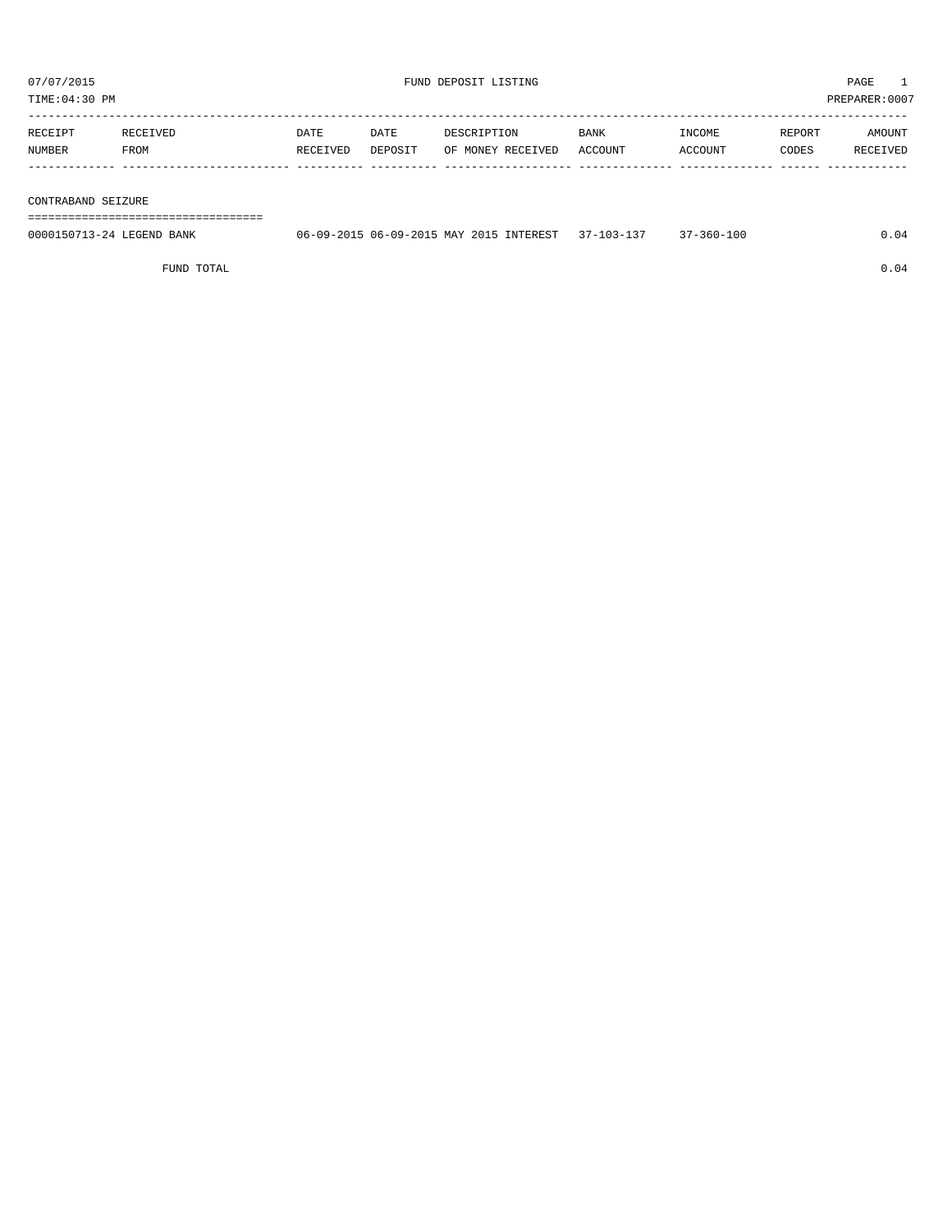07/07/2015 FUND DEPOSIT LISTING

TIME:04:30 PM PREPARER:0007

| RECEIPT NUMBER | RECEIVED FROM | DATE RECEIVED | DATE DEPOSIT | DESCRIPTION OF MONEY RECEIVED | BANK ACCOUNT | INCOME ACCOUNT | REPORT CODES | AMOUNT RECEIVED |
|---|---|---|---|---|---|---|---|---|

## CONTRABAND SEIZURE

| RECEIPT NUMBER | RECEIVED FROM | DATE RECEIVED | DATE DEPOSIT | DESCRIPTION OF MONEY RECEIVED | BANK ACCOUNT | INCOME ACCOUNT | REPORT CODES | AMOUNT RECEIVED |
|---|---|---|---|---|---|---|---|---|
| 0000150713-24 | LEGEND BANK | 06-09-2015 | 06-09-2015 | MAY 2015 INTEREST | 37-103-137 | 37-360-100 | | 0.04 |
| | FUND TOTAL | | | | | | | 0.04 |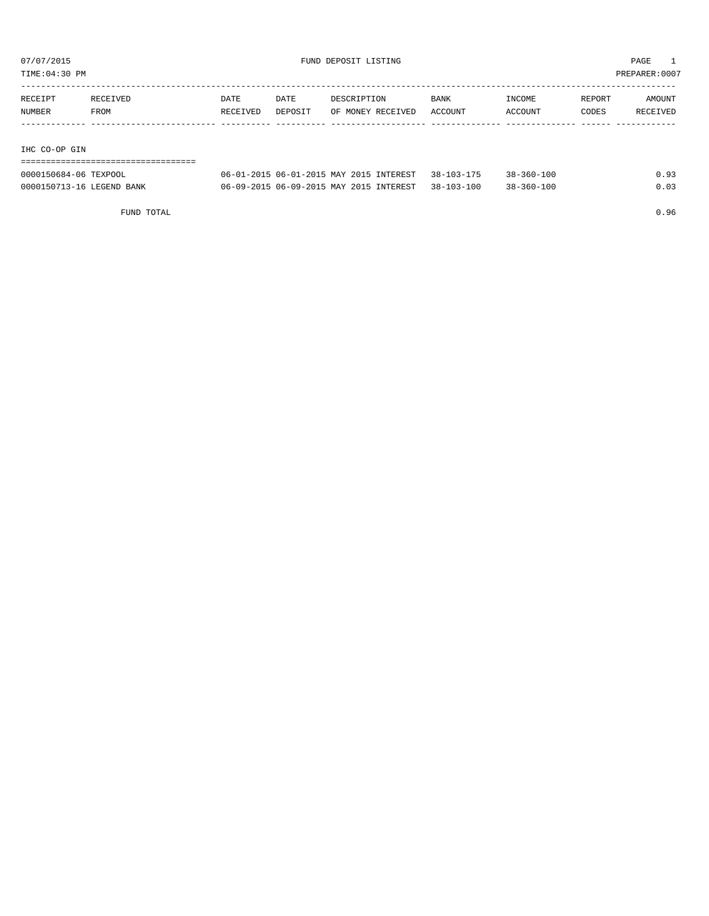07/07/2015 FUND DEPOSIT LISTING PAGE 1

TIME:04:30 PM PREPARER:0007

| RECEIPT NUMBER | RECEIVED FROM | DATE RECEIVED | DATE DEPOSIT | DESCRIPTION OF MONEY RECEIVED | BANK ACCOUNT | INCOME ACCOUNT | REPORT CODES | AMOUNT RECEIVED |
|---|---|---|---|---|---|---|---|---|
| **IHC CO-OP GIN** | | | | | | | | |
| 0000150684-06 | TEXPOOL | 06-01-2015 | 06-01-2015 | MAY 2015 INTEREST | 38-103-175 | 38-360-100 | | 0.93 |
| 0000150713-16 | LEGEND BANK | 06-09-2015 | 06-09-2015 | MAY 2015 INTEREST | 38-103-100 | 38-360-100 | | 0.03 |
| | FUND TOTAL | | | | | | | 0.96 |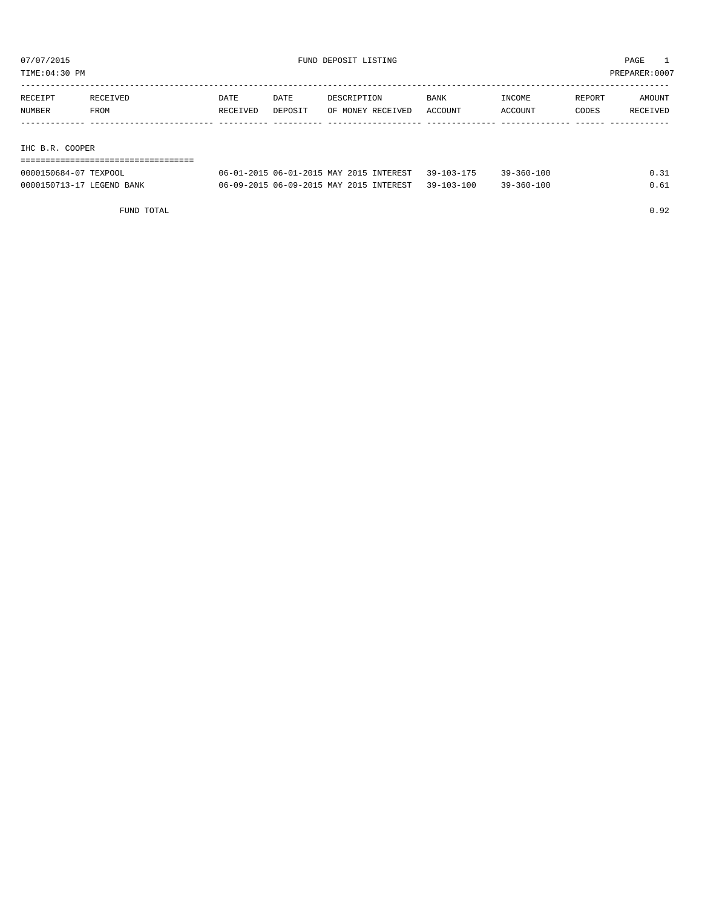07/07/2015 FUND DEPOSIT LISTING

TIME:04:30 PM PREPARER:0007

| RECEIPT NUMBER | RECEIVED FROM | DATE RECEIVED | DATE DEPOSIT | DESCRIPTION OF MONEY RECEIVED | BANK ACCOUNT | INCOME ACCOUNT | REPORT CODES | AMOUNT RECEIVED |
|---|---|---|---|---|---|---|---|---|

## IHC B.R. COOPER

| RECEIPT NUMBER | RECEIVED FROM | DATE RECEIVED | DATE DEPOSIT | DESCRIPTION OF MONEY RECEIVED | BANK ACCOUNT | INCOME ACCOUNT | REPORT CODES | AMOUNT RECEIVED |
|---|---|---|---|---|---|---|---|---|
| 0000150684-07 | TEXPOOL | 06-01-2015 | 06-01-2015 | MAY 2015 INTEREST | 39-103-175 | 39-360-100 | | 0.31 |
| 0000150713-17 | LEGEND BANK | 06-09-2015 | 06-09-2015 | MAY 2015 INTEREST | 39-103-100 | 39-360-100 | | 0.61 |
| | FUND TOTAL | | | | | | | 0.92 |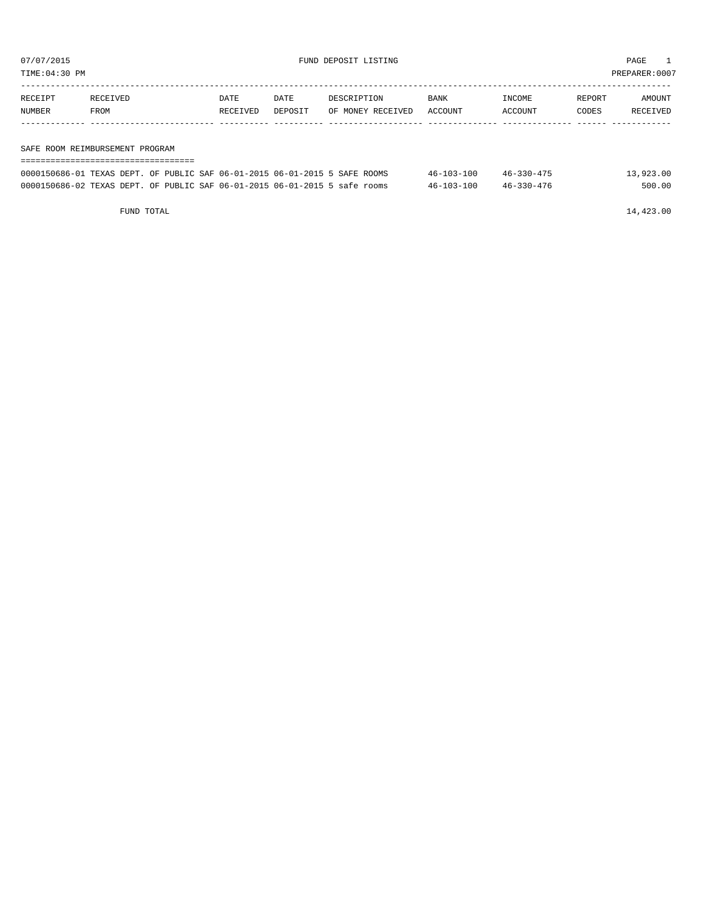07/07/2015 FUND DEPOSIT LISTING

TIME:04:30 PM PREPARER:0007

| RECEIPT NUMBER | RECEIVED FROM | DATE RECEIVED | DATE DEPOSIT | DESCRIPTION OF MONEY RECEIVED | BANK ACCOUNT | INCOME ACCOUNT | REPORT CODES | AMOUNT RECEIVED |
|---|---|---|---|---|---|---|---|---|

SAFE ROOM REIMBURSEMENT PROGRAM

| RECEIPT NUMBER | RECEIVED FROM | DATE RECEIVED | DATE DEPOSIT | DESCRIPTION OF MONEY RECEIVED | BANK ACCOUNT | INCOME ACCOUNT | REPORT CODES | AMOUNT RECEIVED |
|---|---|---|---|---|---|---|---|---|
| 0000150686-01 | TEXAS DEPT. OF PUBLIC SAF | 06-01-2015 | 06-01-2015 | 5 SAFE ROOMS | 46-103-100 | 46-330-475 | | 13,923.00 |
| 0000150686-02 | TEXAS DEPT. OF PUBLIC SAF | 06-01-2015 | 06-01-2015 | 5 safe rooms | 46-103-100 | 46-330-476 | | 500.00 |

FUND TOTAL 14,423.00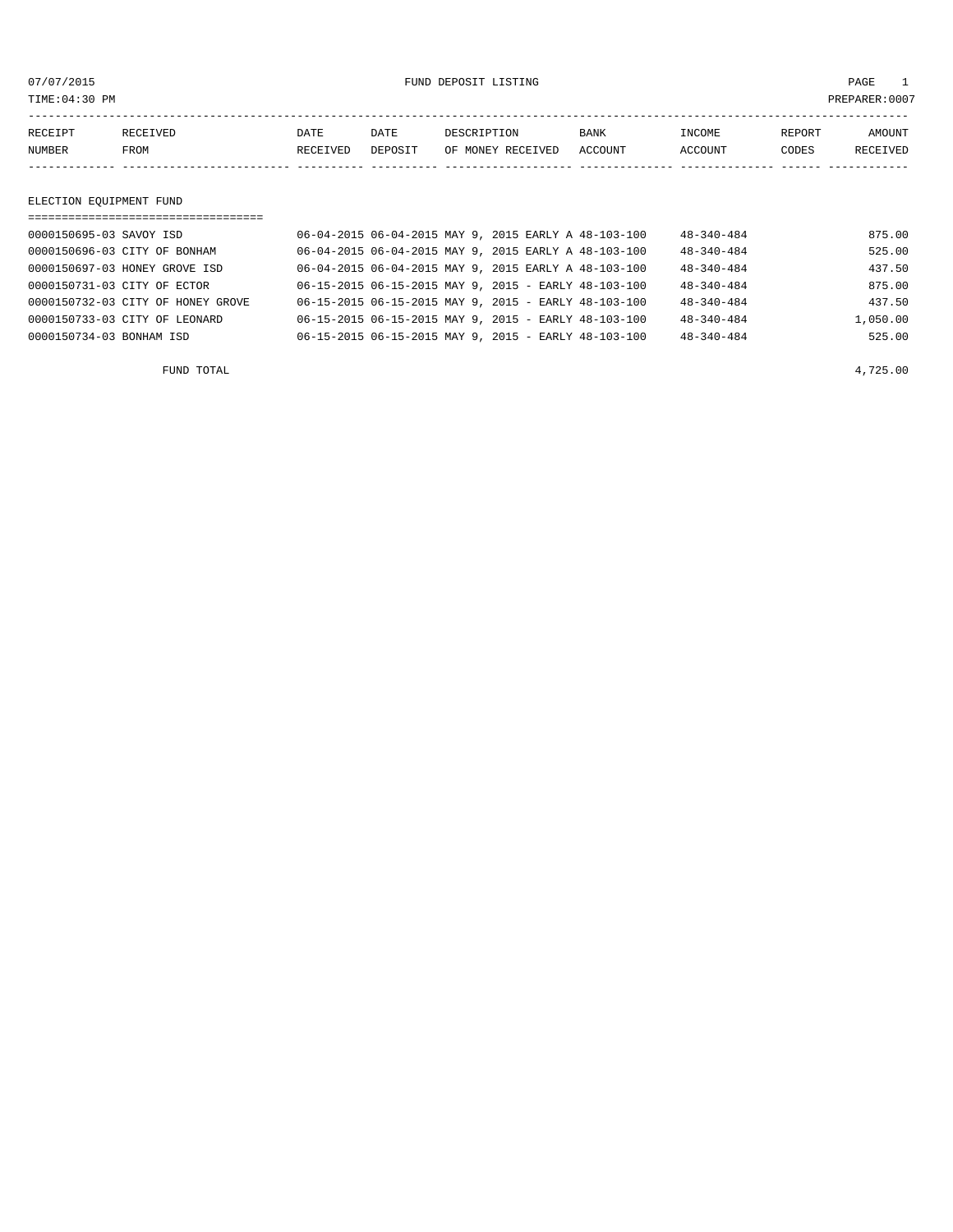# FUND DEPOSIT LISTING

07/07/2015
TIME:04:30 PM
PREPARER:0007

| RECEIPT NUMBER | RECEIVED FROM | DATE RECEIVED | DATE DEPOSIT | DESCRIPTION OF MONEY RECEIVED | BANK ACCOUNT | INCOME ACCOUNT | REPORT CODES | AMOUNT RECEIVED |
|---|---|---|---|---|---|---|---|---|

## ELECTION EQUIPMENT FUND

| RECEIPT NUMBER | RECEIVED FROM | DATE RECEIVED | DATE DEPOSIT | DESCRIPTION OF MONEY RECEIVED | BANK ACCOUNT | INCOME ACCOUNT | REPORT CODES | AMOUNT RECEIVED |
|---|---|---|---|---|---|---|---|---|
| 0000150695-03 | SAVOY ISD | 06-04-2015 | 06-04-2015 | MAY 9, 2015 EARLY A | 48-103-100 | 48-340-484 | | 875.00 |
| 0000150696-03 | CITY OF BONHAM | 06-04-2015 | 06-04-2015 | MAY 9, 2015 EARLY A | 48-103-100 | 48-340-484 | | 525.00 |
| 0000150697-03 | HONEY GROVE ISD | 06-04-2015 | 06-04-2015 | MAY 9, 2015 EARLY A | 48-103-100 | 48-340-484 | | 437.50 |
| 0000150731-03 | CITY OF ECTOR | 06-15-2015 | 06-15-2015 | MAY 9, 2015 - EARLY | 48-103-100 | 48-340-484 | | 875.00 |
| 0000150732-03 | CITY OF HONEY GROVE | 06-15-2015 | 06-15-2015 | MAY 9, 2015 - EARLY | 48-103-100 | 48-340-484 | | 437.50 |
| 0000150733-03 | CITY OF LEONARD | 06-15-2015 | 06-15-2015 | MAY 9, 2015 - EARLY | 48-103-100 | 48-340-484 | | 1,050.00 |
| 0000150734-03 | BONHAM ISD | 06-15-2015 | 06-15-2015 | MAY 9, 2015 - EARLY | 48-103-100 | 48-340-484 | | 525.00 |
| | FUND TOTAL | | | | | | | 4,725.00 |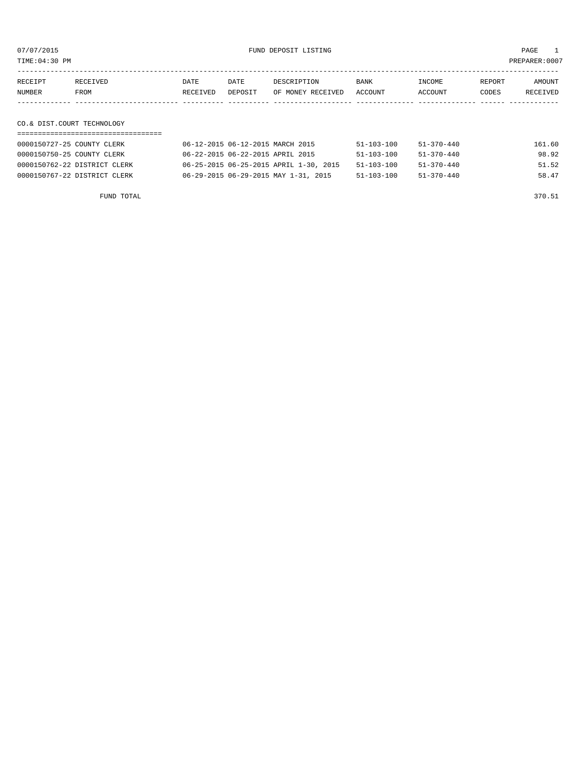07/07/2015 FUND DEPOSIT LISTING

TIME:04:30 PM PREPARER:0007

| RECEIPT NUMBER | RECEIVED FROM | DATE RECEIVED | DATE DEPOSIT | DESCRIPTION OF MONEY RECEIVED | BANK ACCOUNT | INCOME ACCOUNT | REPORT CODES | AMOUNT RECEIVED |
|---|---|---|---|---|---|---|---|---|
| **CO.& DIST.COURT TECHNOLOGY** | | | | | | | | |
| 0000150727-25 | COUNTY CLERK | 06-12-2015 | 06-12-2015 | MARCH 2015 | 51-103-100 | 51-370-440 | | 161.60 |
| 0000150750-25 | COUNTY CLERK | 06-22-2015 | 06-22-2015 | APRIL 2015 | 51-103-100 | 51-370-440 | | 98.92 |
| 0000150762-22 | DISTRICT CLERK | 06-25-2015 | 06-25-2015 | APRIL 1-30, 2015 | 51-103-100 | 51-370-440 | | 51.52 |
| 0000150767-22 | DISTRICT CLERK | 06-29-2015 | 06-29-2015 | MAY 1-31, 2015 | 51-103-100 | 51-370-440 | | 58.47 |
| | FUND TOTAL | | | | | | | 370.51 |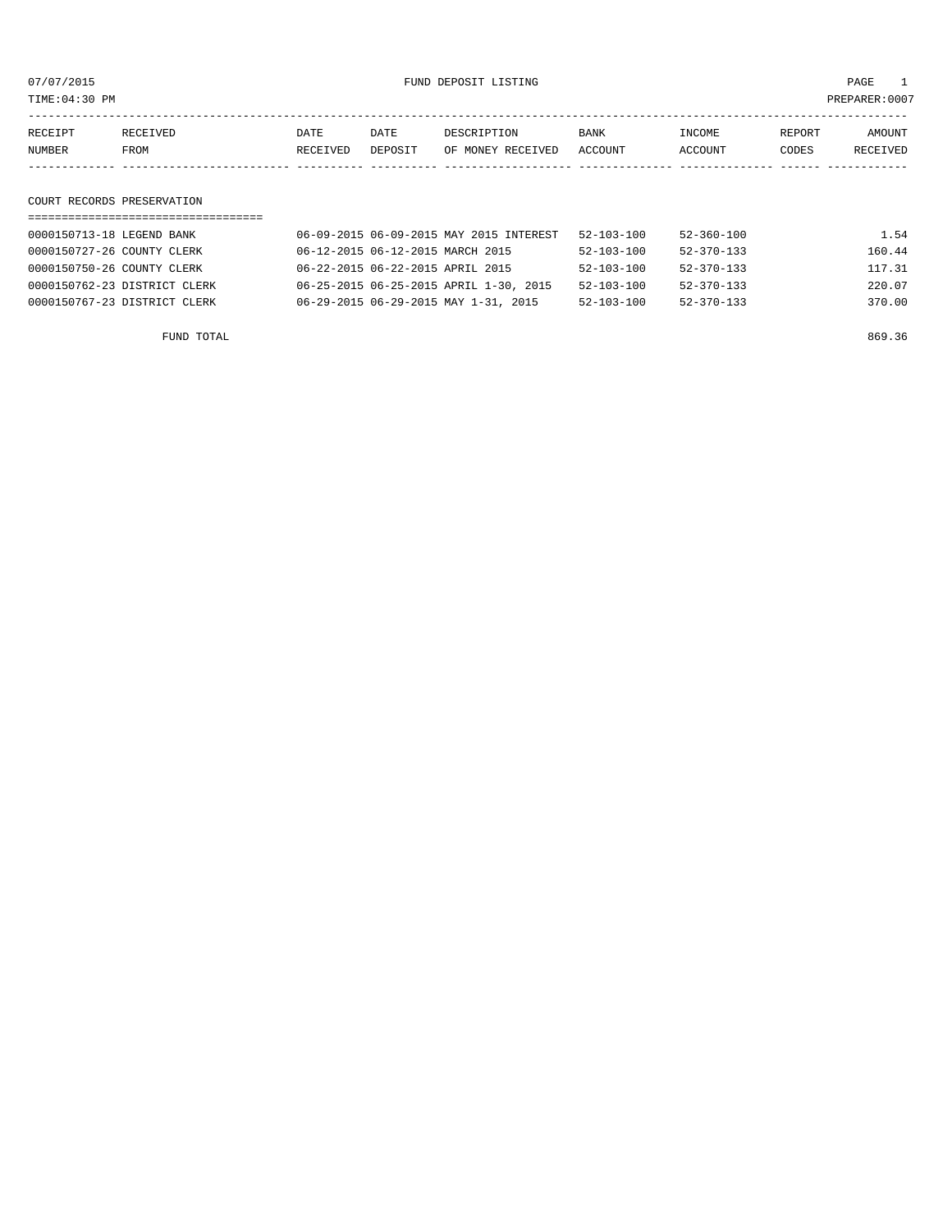07/07/2015 FUND DEPOSIT LISTING PAGE 1

TIME:04:30 PM PREPARER:0007

| RECEIPT NUMBER | RECEIVED FROM | DATE RECEIVED | DATE DEPOSIT | DESCRIPTION OF MONEY RECEIVED | BANK ACCOUNT | INCOME ACCOUNT | REPORT CODES | AMOUNT RECEIVED |
|---|---|---|---|---|---|---|---|---|

## COURT RECORDS PRESERVATION

| RECEIPT NUMBER | RECEIVED FROM | DATE RECEIVED | DATE DEPOSIT | DESCRIPTION OF MONEY RECEIVED | BANK ACCOUNT | INCOME ACCOUNT | REPORT CODES | AMOUNT RECEIVED |
|---|---|---|---|---|---|---|---|---|
| 0000150713-18 | LEGEND BANK | 06-09-2015 | 06-09-2015 | MAY 2015 INTEREST | 52-103-100 | 52-360-100 | | 1.54 |
| 0000150727-26 | COUNTY CLERK | 06-12-2015 | 06-12-2015 | MARCH 2015 | 52-103-100 | 52-370-133 | | 160.44 |
| 0000150750-26 | COUNTY CLERK | 06-22-2015 | 06-22-2015 | APRIL 2015 | 52-103-100 | 52-370-133 | | 117.31 |
| 0000150762-23 | DISTRICT CLERK | 06-25-2015 | 06-25-2015 | APRIL 1-30, 2015 | 52-103-100 | 52-370-133 | | 220.07 |
| 0000150767-23 | DISTRICT CLERK | 06-29-2015 | 06-29-2015 | MAY 1-31, 2015 | 52-103-100 | 52-370-133 | | 370.00 |
| | FUND TOTAL | | | | | | | 869.36 |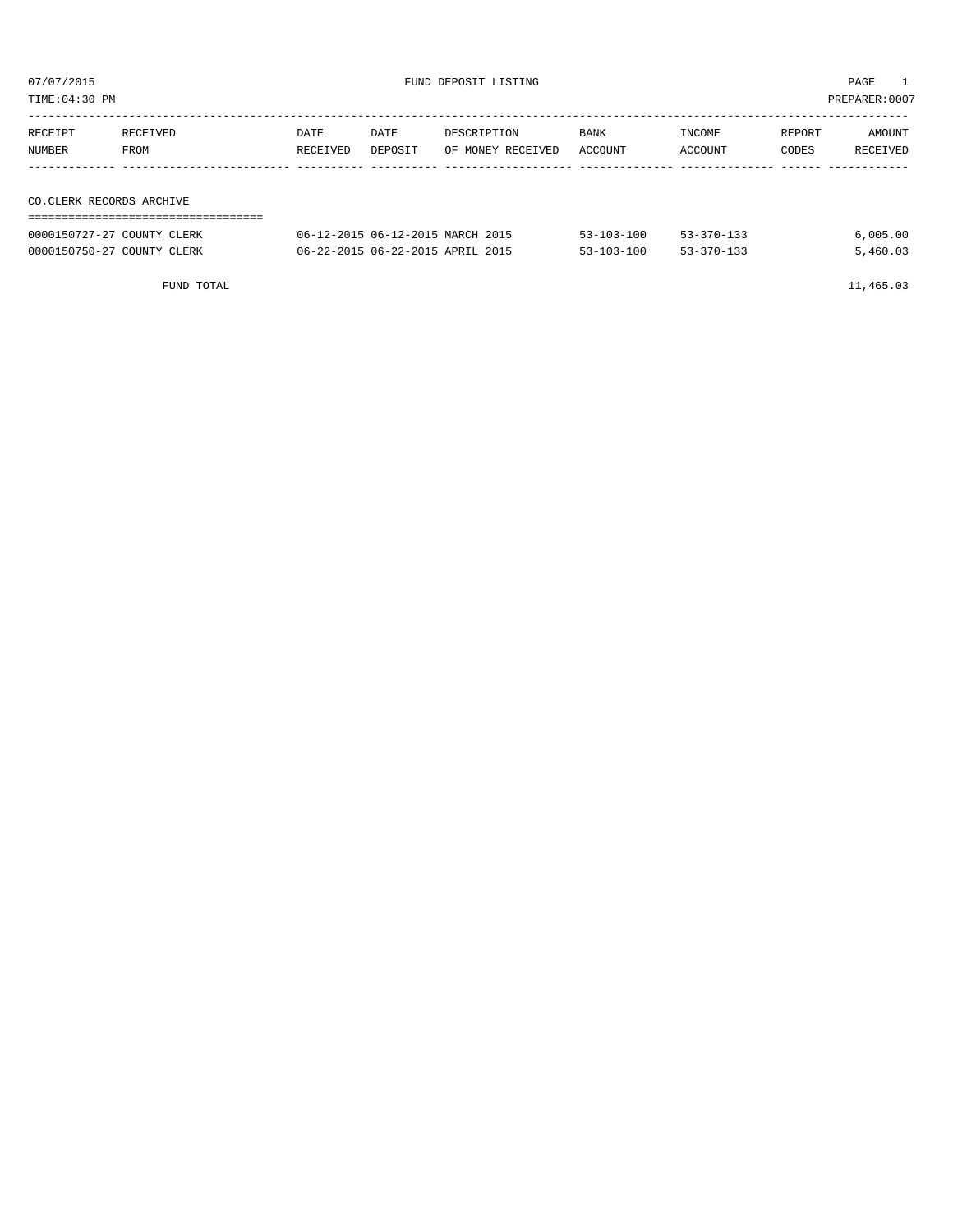07/07/2015 FUND DEPOSIT LISTING PAGE 1

TIME:04:30 PM PREPARER:0007

| RECEIPT NUMBER | RECEIVED FROM | DATE RECEIVED | DATE DEPOSIT | DESCRIPTION OF MONEY RECEIVED | BANK ACCOUNT | INCOME ACCOUNT | REPORT CODES | AMOUNT RECEIVED |
|---|---|---|---|---|---|---|---|---|
| **CO.CLERK RECORDS ARCHIVE** | | | | | | | | |
| 0000150727-27 | COUNTY CLERK | 06-12-2015 | 06-12-2015 | MARCH 2015 | 53-103-100 | 53-370-133 | | 6,005.00 |
| 0000150750-27 | COUNTY CLERK | 06-22-2015 | 06-22-2015 | APRIL 2015 | 53-103-100 | 53-370-133 | | 5,460.03 |
| | FUND TOTAL | | | | | | | 11,465.03 |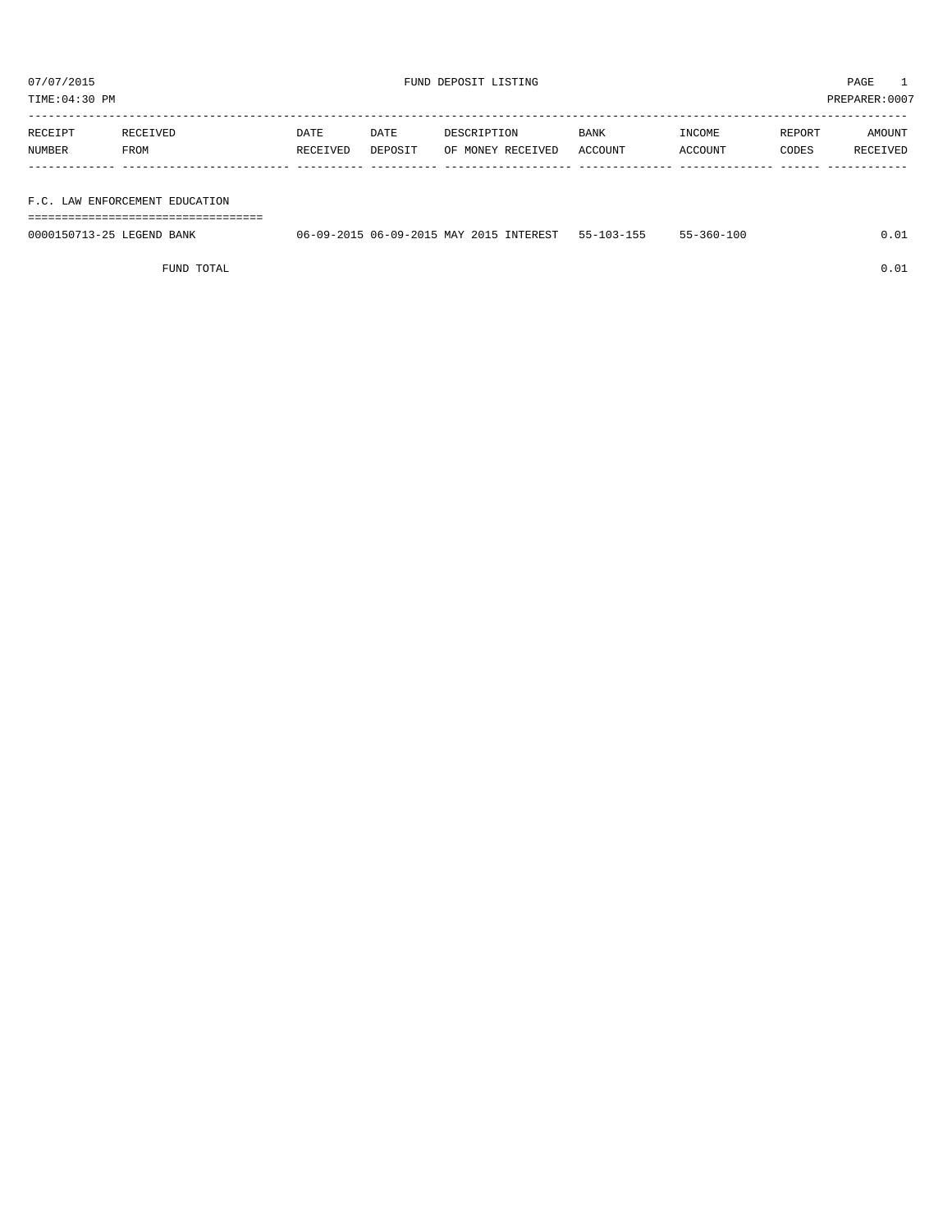07/07/2015 FUND DEPOSIT LISTING PAGE 1

TIME:04:30 PM PREPARER:0007

| RECEIPT NUMBER | RECEIVED FROM | DATE RECEIVED | DATE DEPOSIT | DESCRIPTION OF MONEY RECEIVED | BANK ACCOUNT | INCOME ACCOUNT | REPORT CODES | AMOUNT RECEIVED |
|---|---|---|---|---|---|---|---|---|
| **F.C. LAW ENFORCEMENT EDUCATION** | | | | | | | | |
| 0000150713-25 | LEGEND BANK | 06-09-2015 | 06-09-2015 | MAY 2015 INTEREST | 55-103-155 | 55-360-100 | | 0.01 |
| | FUND TOTAL | | | | | | | 0.01 |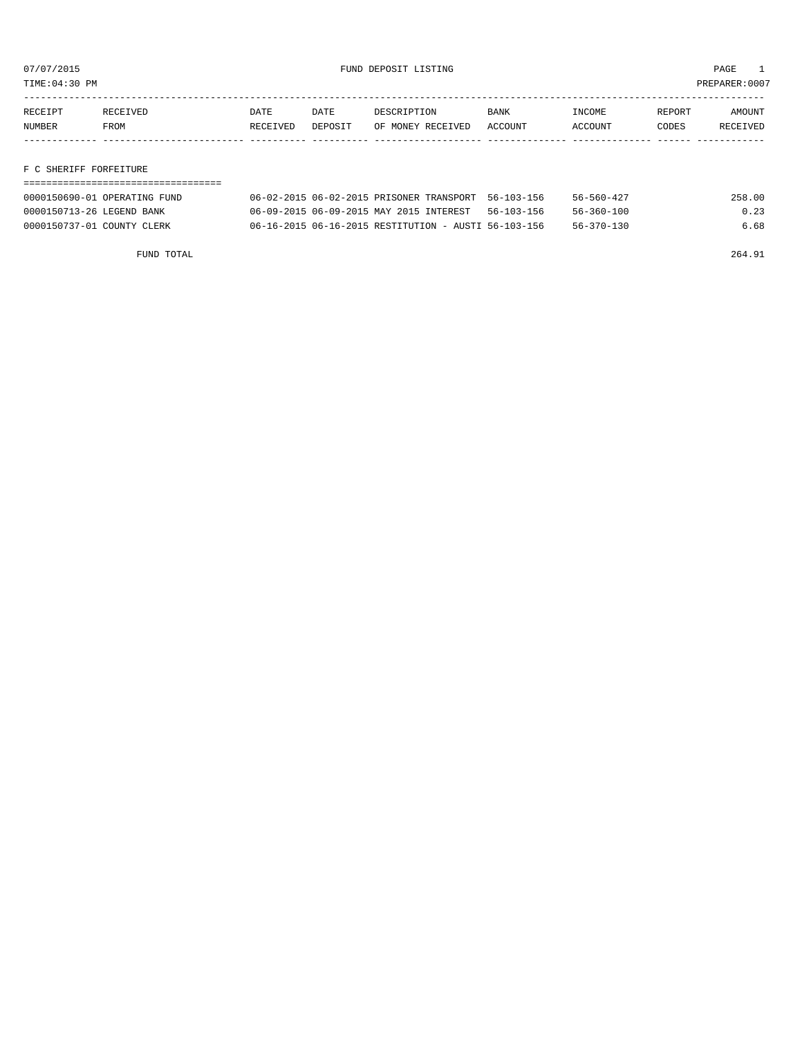07/07/2015 FUND DEPOSIT LISTING PAGE 1

TIME:04:30 PM PREPARER:0007

| RECEIPT NUMBER | RECEIVED FROM | DATE RECEIVED | DATE DEPOSIT | DESCRIPTION OF MONEY RECEIVED | BANK ACCOUNT | INCOME ACCOUNT | REPORT CODES | AMOUNT RECEIVED |
|---|---|---|---|---|---|---|---|---|

## F C SHERIFF FORFEITURE

| RECEIPT NUMBER | RECEIVED FROM | DATE RECEIVED | DATE DEPOSIT | DESCRIPTION OF MONEY RECEIVED | BANK ACCOUNT | INCOME ACCOUNT | REPORT CODES | AMOUNT RECEIVED |
|---|---|---|---|---|---|---|---|---|
| 0000150690-01 | OPERATING FUND | 06-02-2015 | 06-02-2015 | PRISONER TRANSPORT | 56-103-156 | 56-560-427 | | 258.00 |
| 0000150713-26 | LEGEND BANK | 06-09-2015 | 06-09-2015 | MAY 2015 INTEREST | 56-103-156 | 56-360-100 | | 0.23 |
| 0000150737-01 | COUNTY CLERK | 06-16-2015 | 06-16-2015 | RESTITUTION - AUSTI | 56-103-156 | 56-370-130 | | 6.68 |
| | FUND TOTAL | | | | | | | 264.91 |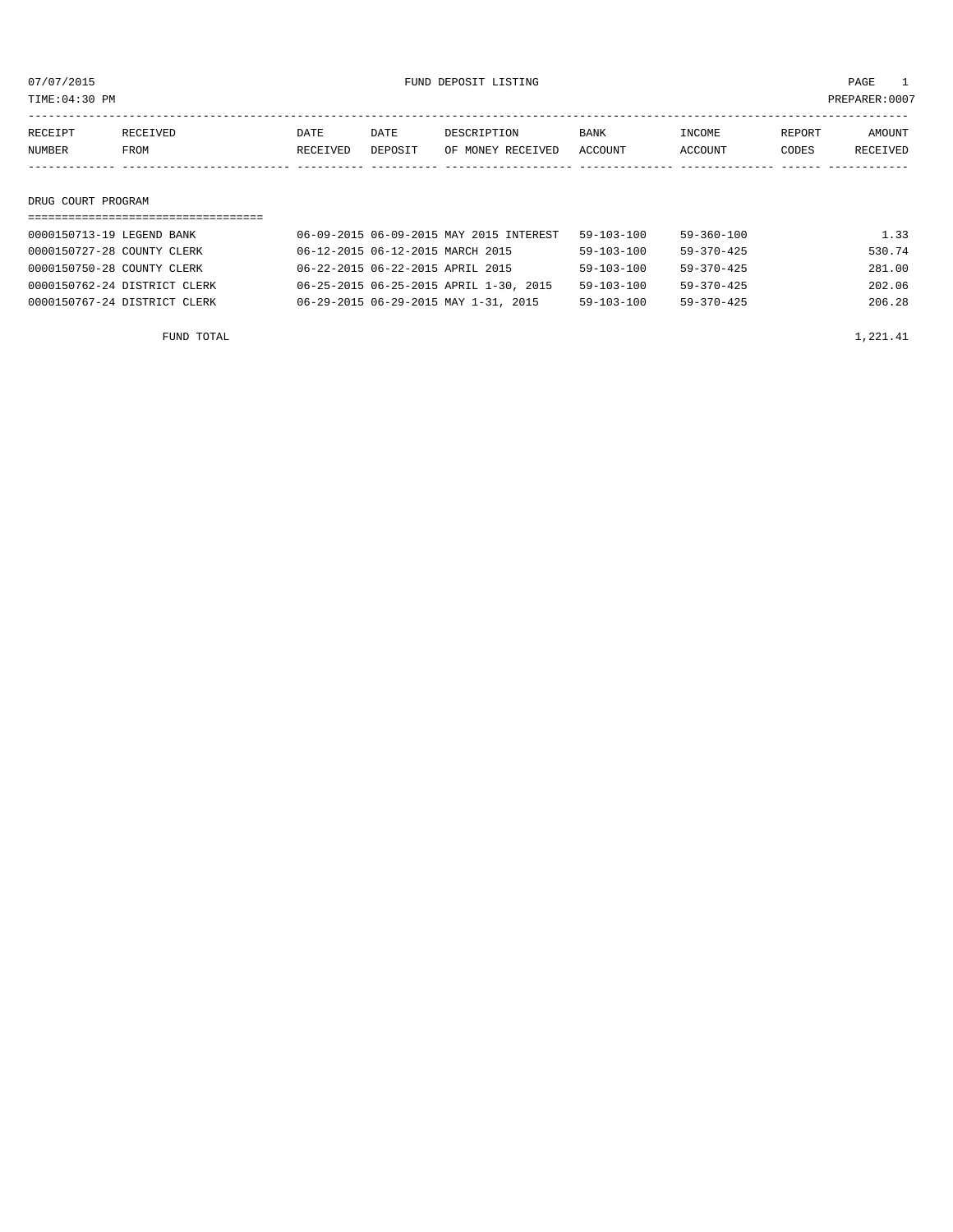07/07/2015 FUND DEPOSIT LISTING

TIME:04:30 PM PREPARER:0007

| RECEIPT NUMBER | RECEIVED FROM | DATE RECEIVED | DATE DEPOSIT | DESCRIPTION OF MONEY RECEIVED | BANK ACCOUNT | INCOME ACCOUNT | REPORT CODES | AMOUNT RECEIVED |
|---|---|---|---|---|---|---|---|---|

## DRUG COURT PROGRAM

| RECEIPT NUMBER | RECEIVED FROM | DATE RECEIVED | DATE DEPOSIT | DESCRIPTION OF MONEY RECEIVED | BANK ACCOUNT | INCOME ACCOUNT | REPORT CODES | AMOUNT RECEIVED |
|---|---|---|---|---|---|---|---|---|
| 0000150713-19 | LEGEND BANK | 06-09-2015 | 06-09-2015 | MAY 2015 INTEREST | 59-103-100 | 59-360-100 | | 1.33 |
| 0000150727-28 | COUNTY CLERK | 06-12-2015 | 06-12-2015 | MARCH 2015 | 59-103-100 | 59-370-425 | | 530.74 |
| 0000150750-28 | COUNTY CLERK | 06-22-2015 | 06-22-2015 | APRIL 2015 | 59-103-100 | 59-370-425 | | 281.00 |
| 0000150762-24 | DISTRICT CLERK | 06-25-2015 | 06-25-2015 | APRIL 1-30, 2015 | 59-103-100 | 59-370-425 | | 202.06 |
| 0000150767-24 | DISTRICT CLERK | 06-29-2015 | 06-29-2015 | MAY 1-31, 2015 | 59-103-100 | 59-370-425 | | 206.28 |

FUND TOTAL 1,221.41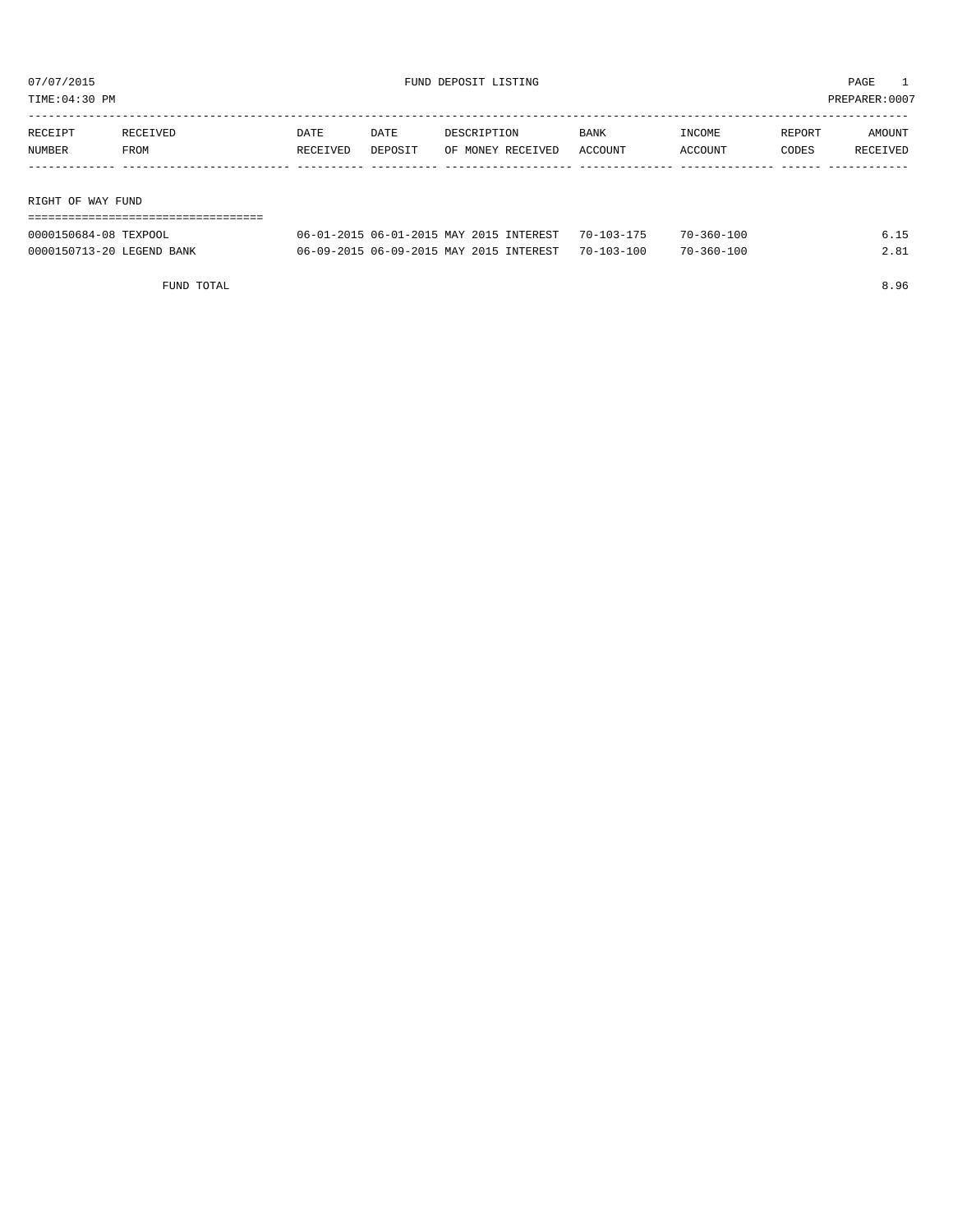07/07/2015 FUND DEPOSIT LISTING

TIME:04:30 PM PREPARER:0007

| RECEIPT NUMBER | RECEIVED FROM | DATE RECEIVED | DATE DEPOSIT | DESCRIPTION OF MONEY RECEIVED | BANK ACCOUNT | INCOME ACCOUNT | REPORT CODES | AMOUNT RECEIVED |
|---|---|---|---|---|---|---|---|---|

## RIGHT OF WAY FUND

| RECEIPT NUMBER | RECEIVED FROM | DATE RECEIVED | DATE DEPOSIT | DESCRIPTION OF MONEY RECEIVED | BANK ACCOUNT | INCOME ACCOUNT | REPORT CODES | AMOUNT RECEIVED |
|---|---|---|---|---|---|---|---|---|
| 0000150684-08 | TEXPOOL | 06-01-2015 | 06-01-2015 | MAY 2015 INTEREST | 70-103-175 | 70-360-100 | | 6.15 |
| 0000150713-20 | LEGEND BANK | 06-09-2015 | 06-09-2015 | MAY 2015 INTEREST | 70-103-100 | 70-360-100 | | 2.81 |
| | FUND TOTAL | | | | | | | 8.96 |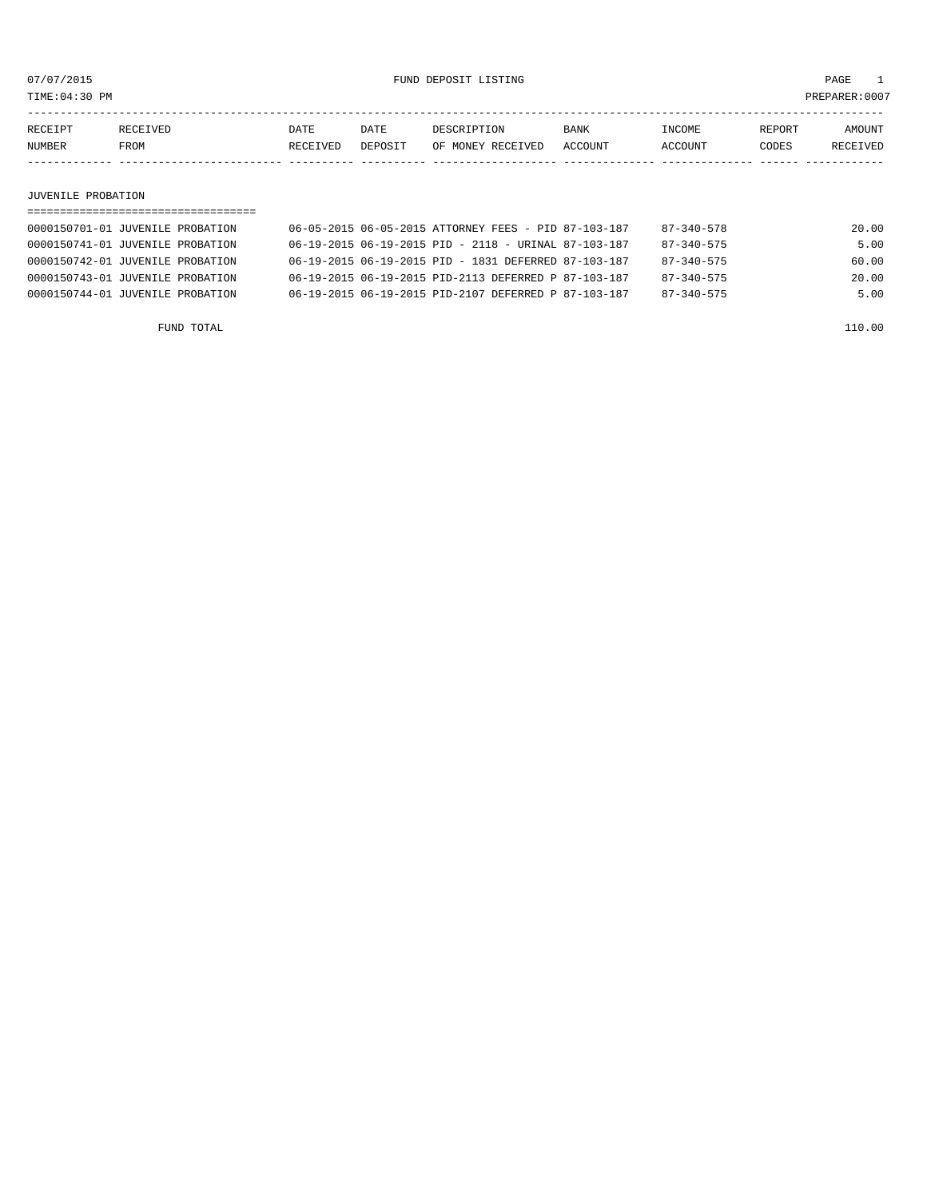07/07/2015 FUND DEPOSIT LISTING PAGE 1

TIME:04:30 PM PREPARER:0007

| RECEIPT NUMBER | RECEIVED FROM | DATE RECEIVED | DATE DEPOSIT | DESCRIPTION OF MONEY RECEIVED | BANK ACCOUNT | INCOME ACCOUNT | REPORT CODES | AMOUNT RECEIVED |
|---|---|---|---|---|---|---|---|---|

## JUVENILE PROBATION

| RECEIPT NUMBER | RECEIVED FROM | DATE RECEIVED | DATE DEPOSIT | DESCRIPTION OF MONEY RECEIVED | BANK ACCOUNT | INCOME ACCOUNT | REPORT CODES | AMOUNT RECEIVED |
|---|---|---|---|---|---|---|---|---|
| 0000150701-01 | JUVENILE PROBATION | 06-05-2015 | 06-05-2015 | ATTORNEY FEES - PID | 87-103-187 | 87-340-578 | | 20.00 |
| 0000150741-01 | JUVENILE PROBATION | 06-19-2015 | 06-19-2015 | PID - 2118 - URINAL | 87-103-187 | 87-340-575 | | 5.00 |
| 0000150742-01 | JUVENILE PROBATION | 06-19-2015 | 06-19-2015 | PID - 1831 DEFERRED | 87-103-187 | 87-340-575 | | 60.00 |
| 0000150743-01 | JUVENILE PROBATION | 06-19-2015 | 06-19-2015 | PID-2113 DEFERRED P | 87-103-187 | 87-340-575 | | 20.00 |
| 0000150744-01 | JUVENILE PROBATION | 06-19-2015 | 06-19-2015 | PID-2107 DEFERRED P | 87-103-187 | 87-340-575 | | 5.00 |
| | FUND TOTAL | | | | | | | 110.00 |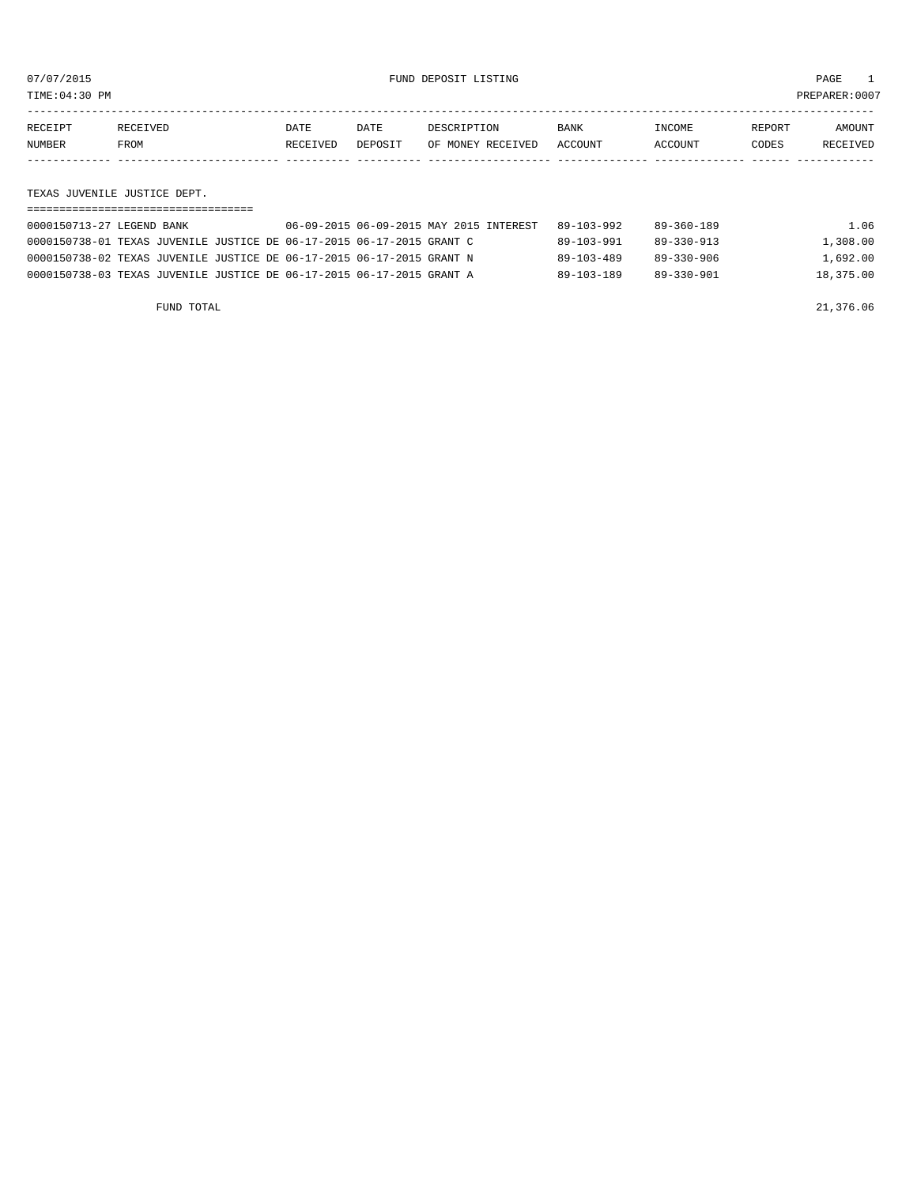07/07/2015 FUND DEPOSIT LISTING

TIME:04:30 PM PREPARER:0007

| RECEIPT NUMBER | RECEIVED FROM | DATE RECEIVED | DATE DEPOSIT | DESCRIPTION OF MONEY RECEIVED | BANK ACCOUNT | INCOME ACCOUNT | REPORT CODES | AMOUNT RECEIVED |
|---|---|---|---|---|---|---|---|---|

## TEXAS JUVENILE JUSTICE DEPT.

| RECEIPT NUMBER | RECEIVED FROM | DATE RECEIVED | DATE DEPOSIT | DESCRIPTION OF MONEY RECEIVED | BANK ACCOUNT | INCOME ACCOUNT | REPORT CODES | AMOUNT RECEIVED |
|---|---|---|---|---|---|---|---|---|
| 0000150713-27 | LEGEND BANK | 06-09-2015 | 06-09-2015 | MAY 2015 INTEREST | 89-103-992 | 89-360-189 | | 1.06 |
| 0000150738-01 | TEXAS JUVENILE JUSTICE DE | 06-17-2015 | 06-17-2015 | GRANT C | 89-103-991 | 89-330-913 | | 1,308.00 |
| 0000150738-02 | TEXAS JUVENILE JUSTICE DE | 06-17-2015 | 06-17-2015 | GRANT N | 89-103-489 | 89-330-906 | | 1,692.00 |
| 0000150738-03 | TEXAS JUVENILE JUSTICE DE | 06-17-2015 | 06-17-2015 | GRANT A | 89-103-189 | 89-330-901 | | 18,375.00 |

FUND TOTAL 21,376.06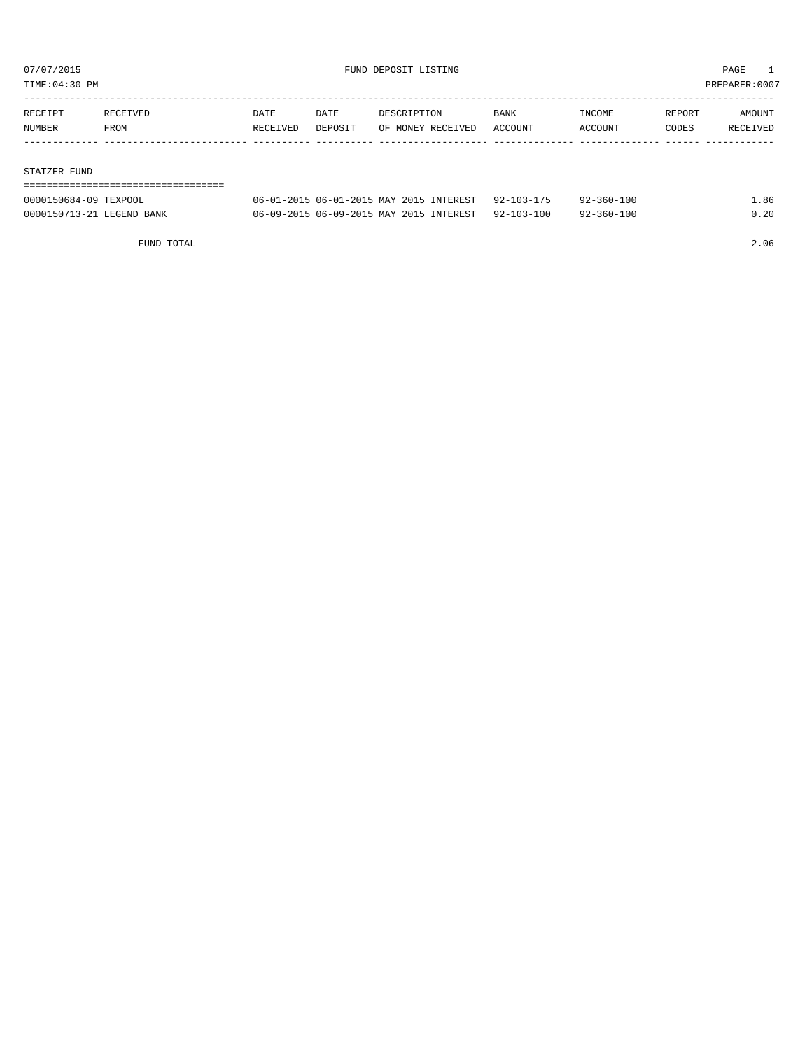07/07/2015 FUND DEPOSIT LISTING

TIME:04:30 PM PREPARER:0007

| RECEIPT NUMBER | RECEIVED FROM | DATE RECEIVED | DATE DEPOSIT | DESCRIPTION OF MONEY RECEIVED | BANK ACCOUNT | INCOME ACCOUNT | REPORT CODES | AMOUNT RECEIVED |
|---|---|---|---|---|---|---|---|---|
| STATZER FUND | | | | | | | | |
| 0000150684-09 | TEXPOOL | 06-01-2015 | 06-01-2015 | MAY 2015 INTEREST | 92-103-175 | 92-360-100 | | 1.86 |
| 0000150713-21 | LEGEND BANK | 06-09-2015 | 06-09-2015 | MAY 2015 INTEREST | 92-103-100 | 92-360-100 | | 0.20 |
| | FUND TOTAL | | | | | | | 2.06 |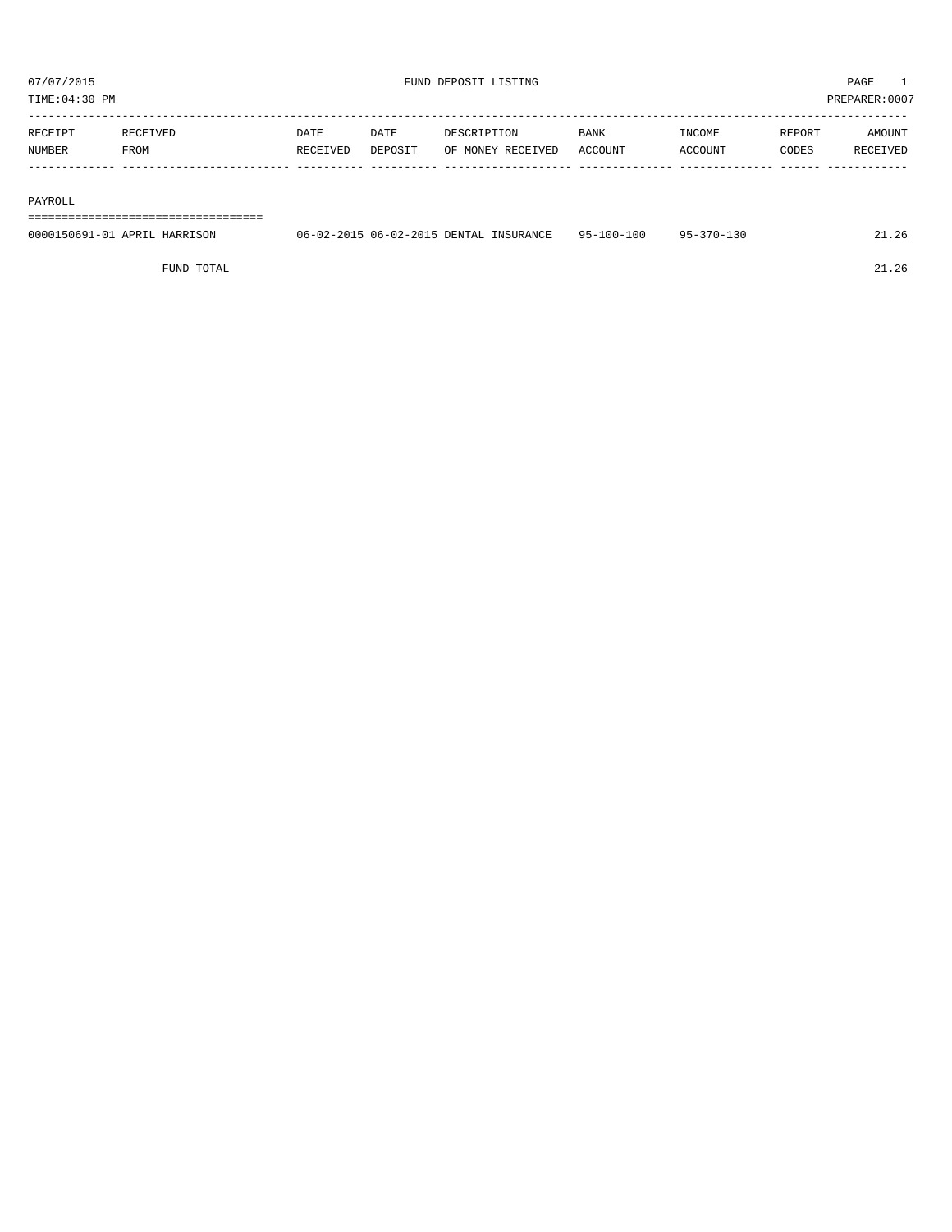07/07/2015 FUND DEPOSIT LISTING PAGE 1

TIME:04:30 PM PREPARER:0007

| RECEIPT NUMBER | RECEIVED FROM | DATE RECEIVED | DATE DEPOSIT | DESCRIPTION OF MONEY RECEIVED | BANK ACCOUNT | INCOME ACCOUNT | REPORT CODES | AMOUNT RECEIVED |
|---|---|---|---|---|---|---|---|---|
| **PAYROLL** | | | | | | | | |
| 0000150691-01 | APRIL HARRISON | 06-02-2015 | 06-02-2015 | DENTAL INSURANCE | 95-100-100 | 95-370-130 | | 21.26 |
| | FUND TOTAL | | | | | | | 21.26 |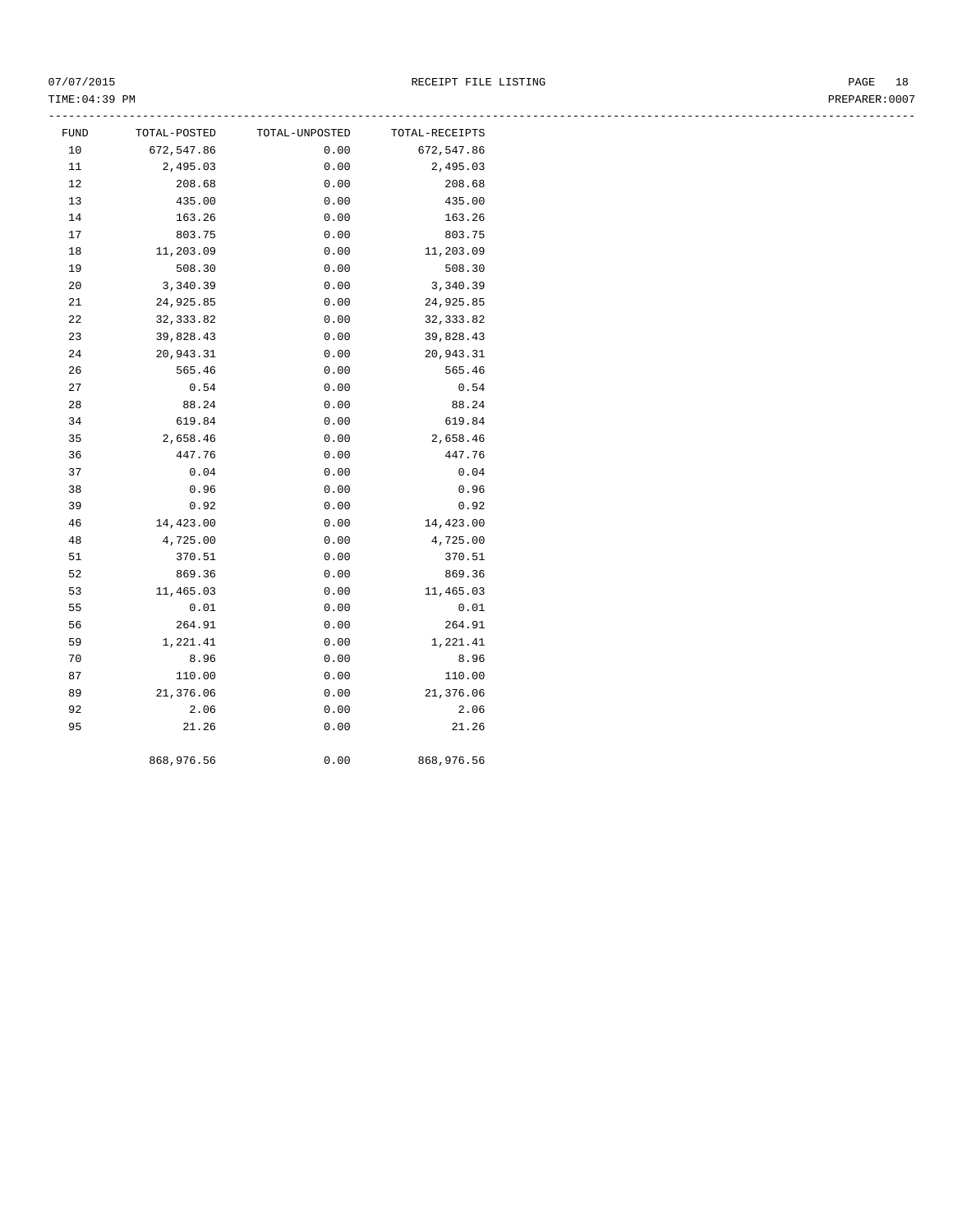RECEIPT FILE LISTING

07/07/2015
TIME:04:39 PM
PREPARER:0007

| FUND | TOTAL-POSTED | TOTAL-UNPOSTED | TOTAL-RECEIPTS |
|---|---|---|---|
| 10 | 672,547.86 | 0.00 | 672,547.86 |
| 11 | 2,495.03 | 0.00 | 2,495.03 |
| 12 | 208.68 | 0.00 | 208.68 |
| 13 | 435.00 | 0.00 | 435.00 |
| 14 | 163.26 | 0.00 | 163.26 |
| 17 | 803.75 | 0.00 | 803.75 |
| 18 | 11,203.09 | 0.00 | 11,203.09 |
| 19 | 508.30 | 0.00 | 508.30 |
| 20 | 3,340.39 | 0.00 | 3,340.39 |
| 21 | 24,925.85 | 0.00 | 24,925.85 |
| 22 | 32,333.82 | 0.00 | 32,333.82 |
| 23 | 39,828.43 | 0.00 | 39,828.43 |
| 24 | 20,943.31 | 0.00 | 20,943.31 |
| 26 | 565.46 | 0.00 | 565.46 |
| 27 | 0.54 | 0.00 | 0.54 |
| 28 | 88.24 | 0.00 | 88.24 |
| 34 | 619.84 | 0.00 | 619.84 |
| 35 | 2,658.46 | 0.00 | 2,658.46 |
| 36 | 447.76 | 0.00 | 447.76 |
| 37 | 0.04 | 0.00 | 0.04 |
| 38 | 0.96 | 0.00 | 0.96 |
| 39 | 0.92 | 0.00 | 0.92 |
| 46 | 14,423.00 | 0.00 | 14,423.00 |
| 48 | 4,725.00 | 0.00 | 4,725.00 |
| 51 | 370.51 | 0.00 | 370.51 |
| 52 | 869.36 | 0.00 | 869.36 |
| 53 | 11,465.03 | 0.00 | 11,465.03 |
| 55 | 0.01 | 0.00 | 0.01 |
| 56 | 264.91 | 0.00 | 264.91 |
| 59 | 1,221.41 | 0.00 | 1,221.41 |
| 70 | 8.96 | 0.00 | 8.96 |
| 87 | 110.00 | 0.00 | 110.00 |
| 89 | 21,376.06 | 0.00 | 21,376.06 |
| 92 | 2.06 | 0.00 | 2.06 |
| 95 | 21.26 | 0.00 | 21.26 |
| | 868,976.56 | 0.00 | 868,976.56 |